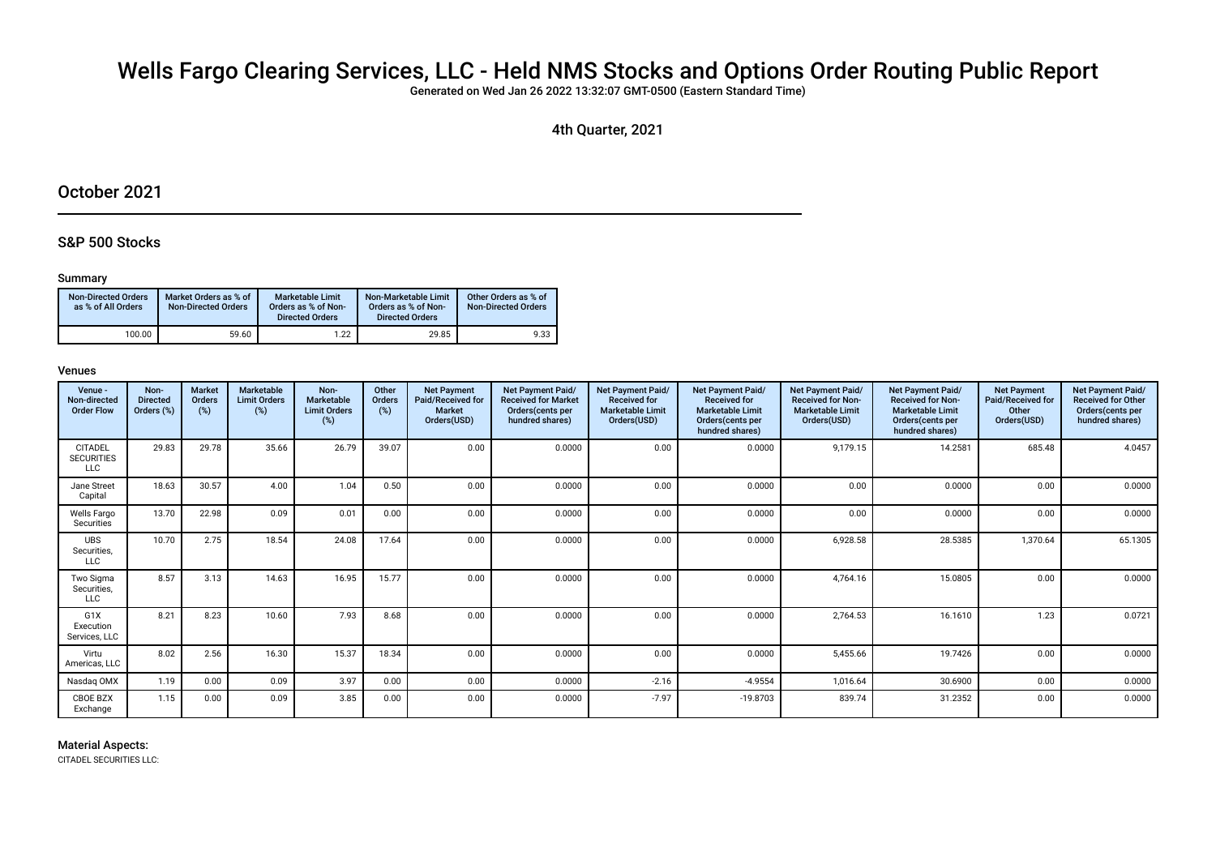# Wells Fargo Clearing Services, LLC - Held NMS Stocks and Options Order Routing Public Report

Generated on Wed Jan 26 2022 13:32:07 GMT-0500 (Eastern Standard Time)

4th Quarter, 2021

## October 2021

### S&P 500 Stocks

#### Summary

| Non-Directed Orders as % of All Orders | Market Orders as % of Non-Directed Orders | Marketable Limit Orders as % of Non-Directed Orders | Non-Marketable Limit Orders as % of Non-Directed Orders | Other Orders as % of Non-Directed Orders |
|---|---|---|---|---|
| 100.00 | 59.60 | 1.22 | 29.85 | 9.33 |

#### Venues

| Venue - Non-directed Order Flow | Non-Directed Orders (%) | Market Orders (%) | Marketable Limit Orders (%) | Non-Marketable Limit Orders (%) | Other Orders (%) | Net Payment Paid/Received for Market Orders(USD) | Net Payment Paid/Received for Market Orders(cents per hundred shares) | Net Payment Paid/Received for Marketable Limit Orders(USD) | Net Payment Paid/Received for Marketable Limit Orders(cents per hundred shares) | Net Payment Paid/Received for Non-Marketable Limit Orders(USD) | Net Payment Paid/Received for Non-Marketable Limit Orders(cents per hundred shares) | Net Payment Paid/Received for Other Orders(USD) | Net Payment Paid/Received for Other Orders(cents per hundred shares) |
|---|---|---|---|---|---|---|---|---|---|---|---|---|---|
| CITADEL SECURITIES LLC | 29.83 | 29.78 | 35.66 | 26.79 | 39.07 | 0.00 | 0.0000 | 0.00 | 0.0000 | 9,179.15 | 14.2581 | 685.48 | 4.0457 |
| Jane Street Capital | 18.63 | 30.57 | 4.00 | 1.04 | 0.50 | 0.00 | 0.0000 | 0.00 | 0.0000 | 0.00 | 0.0000 | 0.00 | 0.0000 |
| Wells Fargo Securities | 13.70 | 22.98 | 0.09 | 0.01 | 0.00 | 0.00 | 0.0000 | 0.00 | 0.0000 | 0.00 | 0.0000 | 0.00 | 0.0000 |
| UBS Securities, LLC | 10.70 | 2.75 | 18.54 | 24.08 | 17.64 | 0.00 | 0.0000 | 0.00 | 0.0000 | 6,928.58 | 28.5385 | 1,370.64 | 65.1305 |
| Two Sigma Securities, LLC | 8.57 | 3.13 | 14.63 | 16.95 | 15.77 | 0.00 | 0.0000 | 0.00 | 0.0000 | 4,764.16 | 15.0805 | 0.00 | 0.0000 |
| G1X Execution Services, LLC | 8.21 | 8.23 | 10.60 | 7.93 | 8.68 | 0.00 | 0.0000 | 0.00 | 0.0000 | 2,764.53 | 16.1610 | 1.23 | 0.0721 |
| Virtu Americas, LLC | 8.02 | 2.56 | 16.30 | 15.37 | 18.34 | 0.00 | 0.0000 | 0.00 | 0.0000 | 5,455.66 | 19.7426 | 0.00 | 0.0000 |
| Nasdaq OMX | 1.19 | 0.00 | 0.09 | 3.97 | 0.00 | 0.00 | 0.0000 | -2.16 | -4.9554 | 1,016.64 | 30.6900 | 0.00 | 0.0000 |
| CBOE BZX Exchange | 1.15 | 0.00 | 0.09 | 3.85 | 0.00 | 0.00 | 0.0000 | -7.97 | -19.8703 | 839.74 | 31.2352 | 0.00 | 0.0000 |

#### Material Aspects:

CITADEL SECURITIES LLC: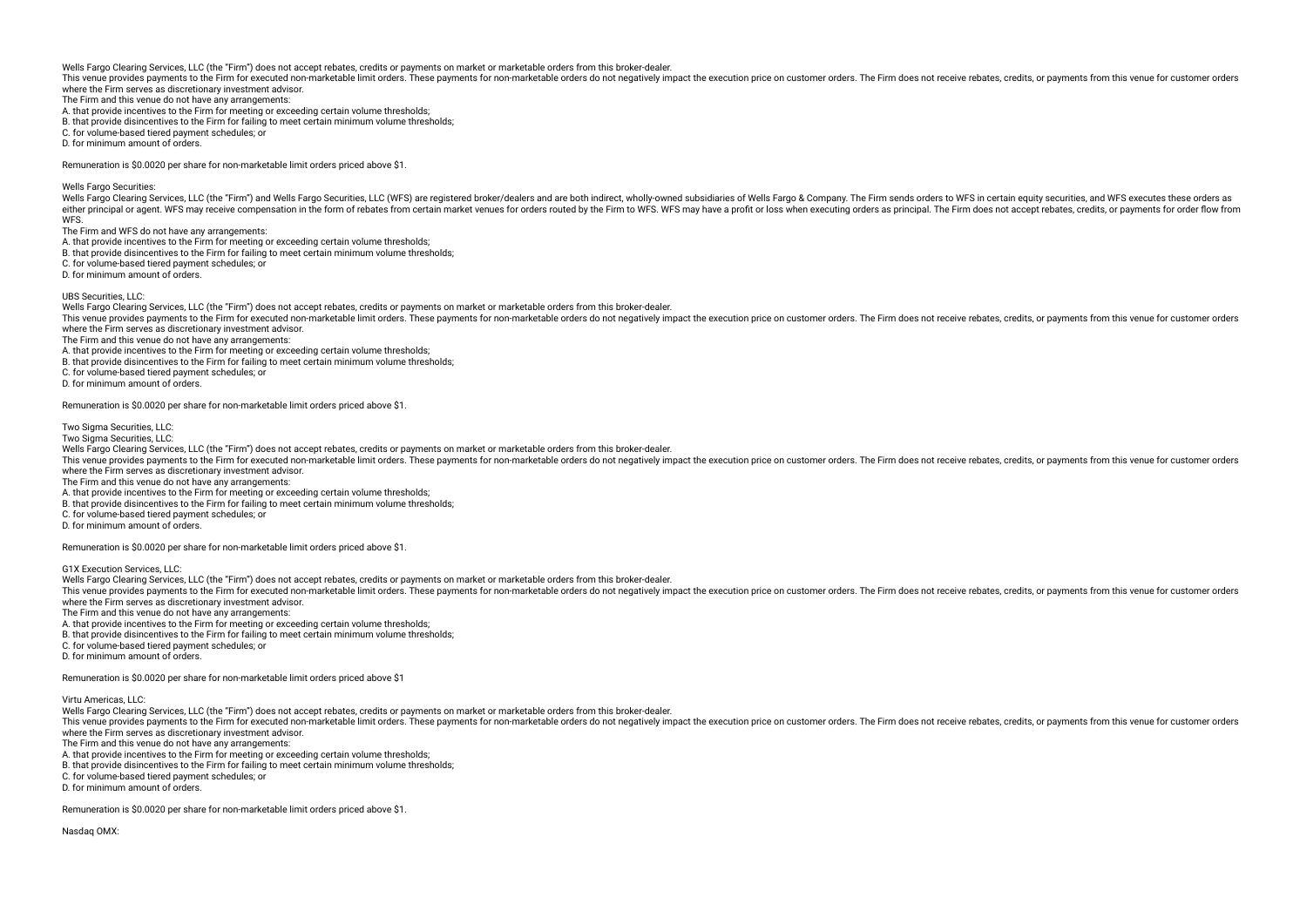Wells Fargo Clearing Services, LLC (the "Firm") does not accept rebates, credits or payments on market or marketable orders from this broker-dealer.

This venue provides payments to the Firm for executed non-marketable limit orders. These payments for non-marketable orders do not negatively impact the execution price on customer orders. The Firm does not receive rebates, credits, or payments from this venue for customer orders where the Firm serves as discretionary investment advisor.

The Firm and this venue do not have any arrangements:

A. that provide incentives to the Firm for meeting or exceeding certain volume thresholds;
B. that provide disincentives to the Firm for failing to meet certain minimum volume thresholds;
C. for volume-based tiered payment schedules; or
D. for minimum amount of orders.

Remuneration is $0.0020 per share for non-marketable limit orders priced above $1.

Wells Fargo Securities:

Wells Fargo Clearing Services, LLC (the "Firm") and Wells Fargo Securities, LLC (WFS) are registered broker/dealers and are both indirect, wholly-owned subsidiaries of Wells Fargo & Company. The Firm sends orders to WFS in certain equity securities, and WFS executes these orders as either principal or agent. WFS may receive compensation in the form of rebates from certain market venues for orders routed by the Firm to WFS. WFS may have a profit or loss when executing orders as principal. The Firm does not accept rebates, credits, or payments for order flow from WFS.

The Firm and WFS do not have any arrangements:

A. that provide incentives to the Firm for meeting or exceeding certain volume thresholds;
B. that provide disincentives to the Firm for failing to meet certain minimum volume thresholds;
C. for volume-based tiered payment schedules; or
D. for minimum amount of orders.

UBS Securities, LLC:

Wells Fargo Clearing Services, LLC (the "Firm") does not accept rebates, credits or payments on market or marketable orders from this broker-dealer.

This venue provides payments to the Firm for executed non-marketable limit orders. These payments for non-marketable orders do not negatively impact the execution price on customer orders. The Firm does not receive rebates, credits, or payments from this venue for customer orders where the Firm serves as discretionary investment advisor.

The Firm and this venue do not have any arrangements:

A. that provide incentives to the Firm for meeting or exceeding certain volume thresholds;
B. that provide disincentives to the Firm for failing to meet certain minimum volume thresholds;
C. for volume-based tiered payment schedules; or
D. for minimum amount of orders.

Remuneration is $0.0020 per share for non-marketable limit orders priced above $1.

Two Sigma Securities, LLC:

Two Sigma Securities, LLC:

Wells Fargo Clearing Services, LLC (the "Firm") does not accept rebates, credits or payments on market or marketable orders from this broker-dealer.

This venue provides payments to the Firm for executed non-marketable limit orders. These payments for non-marketable orders do not negatively impact the execution price on customer orders. The Firm does not receive rebates, credits, or payments from this venue for customer orders where the Firm serves as discretionary investment advisor.

The Firm and this venue do not have any arrangements:

A. that provide incentives to the Firm for meeting or exceeding certain volume thresholds;
B. that provide disincentives to the Firm for failing to meet certain minimum volume thresholds;
C. for volume-based tiered payment schedules; or
D. for minimum amount of orders.

Remuneration is $0.0020 per share for non-marketable limit orders priced above $1.

G1X Execution Services, LLC:

Wells Fargo Clearing Services, LLC (the "Firm") does not accept rebates, credits or payments on market or marketable orders from this broker-dealer.

This venue provides payments to the Firm for executed non-marketable limit orders. These payments for non-marketable orders do not negatively impact the execution price on customer orders. The Firm does not receive rebates, credits, or payments from this venue for customer orders where the Firm serves as discretionary investment advisor.

The Firm and this venue do not have any arrangements:

A. that provide incentives to the Firm for meeting or exceeding certain volume thresholds;
B. that provide disincentives to the Firm for failing to meet certain minimum volume thresholds;
C. for volume-based tiered payment schedules; or
D. for minimum amount of orders.

Remuneration is $0.0020 per share for non-marketable limit orders priced above $1

Virtu Americas, LLC:

Wells Fargo Clearing Services, LLC (the "Firm") does not accept rebates, credits or payments on market or marketable orders from this broker-dealer.

This venue provides payments to the Firm for executed non-marketable limit orders. These payments for non-marketable orders do not negatively impact the execution price on customer orders. The Firm does not receive rebates, credits, or payments from this venue for customer orders where the Firm serves as discretionary investment advisor.

The Firm and this venue do not have any arrangements:

A. that provide incentives to the Firm for meeting or exceeding certain volume thresholds;
B. that provide disincentives to the Firm for failing to meet certain minimum volume thresholds;
C. for volume-based tiered payment schedules; or
D. for minimum amount of orders.

Remuneration is $0.0020 per share for non-marketable limit orders priced above $1.

Nasdaq OMX: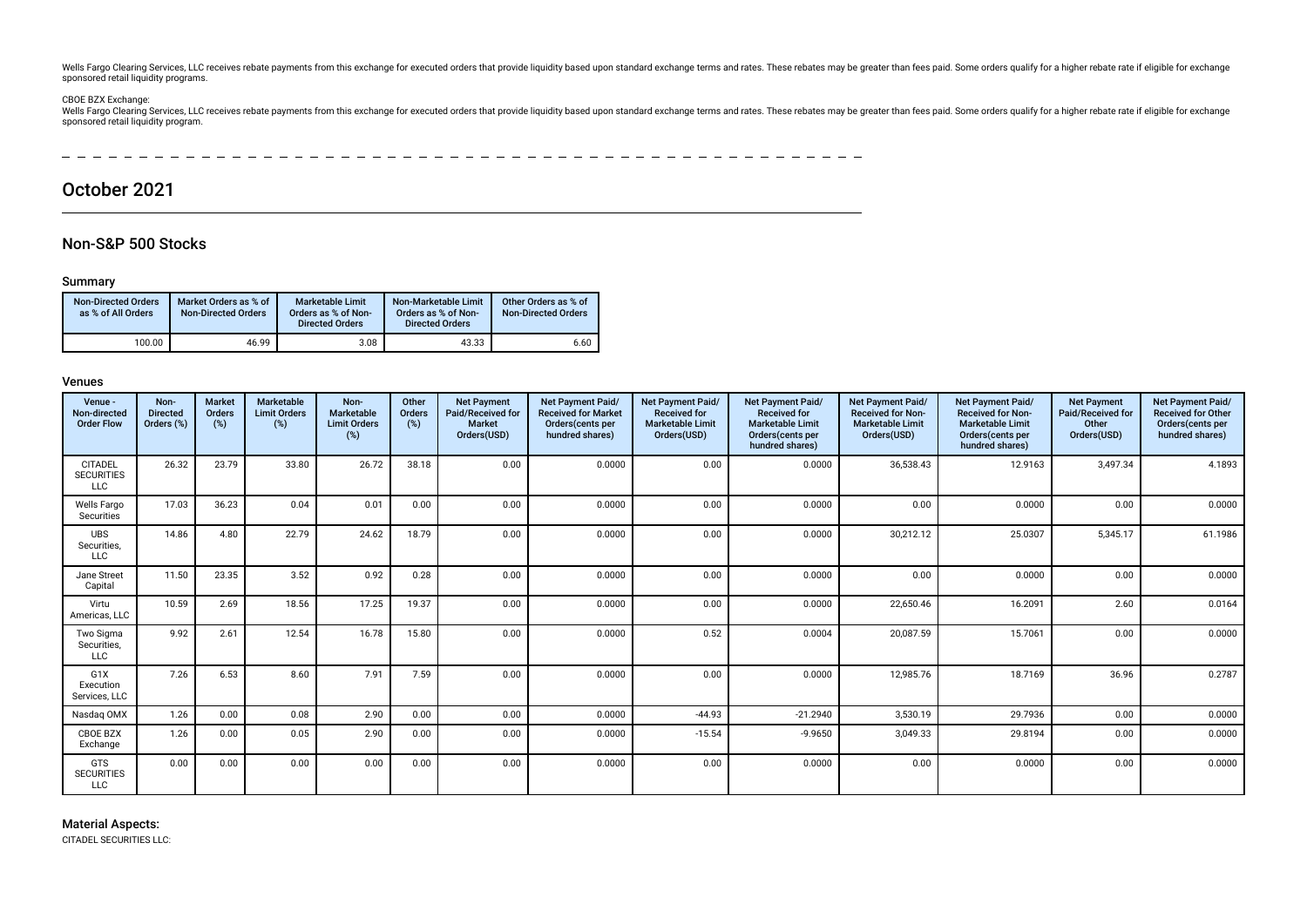Wells Fargo Clearing Services, LLC receives rebate payments from this exchange for executed orders that provide liquidity based upon standard exchange terms and rates. These rebates may be greater than fees paid. Some orders qualify for a higher rebate rate if eligible for exchange sponsored retail liquidity programs.

CBOE BZX Exchange:

Wells Fargo Clearing Services, LLC receives rebate payments from this exchange for executed orders that provide liquidity based upon standard exchange terms and rates. These rebates may be greater than fees paid. Some orders qualify for a higher rebate rate if eligible for exchange sponsored retail liquidity program.

# October 2021

## Non-S&P 500 Stocks

### Summary

| Non-Directed Orders as % of All Orders | Market Orders as % of Non-Directed Orders | Marketable Limit Orders as % of Non-Directed Orders | Non-Marketable Limit Orders as % of Non-Directed Orders | Other Orders as % of Non-Directed Orders |
|---|---|---|---|---|
| 100.00 | 46.99 | 3.08 | 43.33 | 6.60 |

### Venues

| Venue - Non-directed Order Flow | Non-Directed Orders (%) | Market Orders (%) | Marketable Limit Orders (%) | Non-Marketable Limit Orders (%) | Other Orders (%) | Net Payment Paid/Received for Market Orders(USD) | Net Payment Paid/Received for Market Orders(cents per hundred shares) | Net Payment Paid/Received for Marketable Limit Orders(USD) | Net Payment Paid/Received for Marketable Limit Orders(cents per hundred shares) | Net Payment Paid/Received for Non-Marketable Limit Orders(USD) | Net Payment Paid/Received for Non-Marketable Limit Orders(cents per hundred shares) | Net Payment Paid/Received for Other Orders(USD) | Net Payment Paid/Received for Other Orders(cents per hundred shares) |
|---|---|---|---|---|---|---|---|---|---|---|---|---|---|
| CITADEL SECURITIES LLC | 26.32 | 23.79 | 33.80 | 26.72 | 38.18 | 0.00 | 0.0000 | 0.00 | 0.0000 | 36,538.43 | 12.9163 | 3,497.34 | 4.1893 |
| Wells Fargo Securities | 17.03 | 36.23 | 0.04 | 0.01 | 0.00 | 0.00 | 0.0000 | 0.00 | 0.0000 | 0.00 | 0.0000 | 0.00 | 0.0000 |
| UBS Securities, LLC | 14.86 | 4.80 | 22.79 | 24.62 | 18.79 | 0.00 | 0.0000 | 0.00 | 0.0000 | 30,212.12 | 25.0307 | 5,345.17 | 61.1986 |
| Jane Street Capital | 11.50 | 23.35 | 3.52 | 0.92 | 0.28 | 0.00 | 0.0000 | 0.00 | 0.0000 | 0.00 | 0.0000 | 0.00 | 0.0000 |
| Virtu Americas, LLC | 10.59 | 2.69 | 18.56 | 17.25 | 19.37 | 0.00 | 0.0000 | 0.00 | 0.0000 | 22,650.46 | 16.2091 | 2.60 | 0.0164 |
| Two Sigma Securities, LLC | 9.92 | 2.61 | 12.54 | 16.78 | 15.80 | 0.00 | 0.0000 | 0.52 | 0.0004 | 20,087.59 | 15.7061 | 0.00 | 0.0000 |
| G1X Execution Services, LLC | 7.26 | 6.53 | 8.60 | 7.91 | 7.59 | 0.00 | 0.0000 | 0.00 | 0.0000 | 12,985.76 | 18.7169 | 36.96 | 0.2787 |
| Nasdaq OMX | 1.26 | 0.00 | 0.08 | 2.90 | 0.00 | 0.00 | 0.0000 | -44.93 | -21.2940 | 3,530.19 | 29.7936 | 0.00 | 0.0000 |
| CBOE BZX Exchange | 1.26 | 0.00 | 0.05 | 2.90 | 0.00 | 0.00 | 0.0000 | -15.54 | -9.9650 | 3,049.33 | 29.8194 | 0.00 | 0.0000 |
| GTS SECURITIES LLC | 0.00 | 0.00 | 0.00 | 0.00 | 0.00 | 0.00 | 0.0000 | 0.00 | 0.0000 | 0.00 | 0.0000 | 0.00 | 0.0000 |

### Material Aspects:

CITADEL SECURITIES LLC: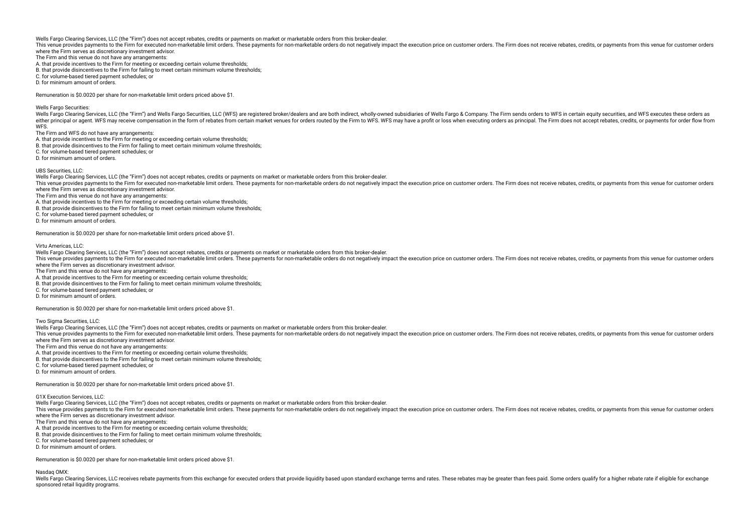Wells Fargo Clearing Services, LLC (the "Firm") does not accept rebates, credits or payments on market or marketable orders from this broker-dealer.
This venue provides payments to the Firm for executed non-marketable limit orders. These payments for non-marketable orders do not negatively impact the execution price on customer orders. The Firm does not receive rebates, credits, or payments from this venue for customer orders where the Firm serves as discretionary investment advisor.
The Firm and this venue do not have any arrangements:
A. that provide incentives to the Firm for meeting or exceeding certain volume thresholds;
B. that provide disincentives to the Firm for failing to meet certain minimum volume thresholds;
C. for volume-based tiered payment schedules; or
D. for minimum amount of orders.

Remuneration is $0.0020 per share for non-marketable limit orders priced above $1.

Wells Fargo Securities:
Wells Fargo Clearing Services, LLC (the "Firm") and Wells Fargo Securities, LLC (WFS) are registered broker/dealers and are both indirect, wholly-owned subsidiaries of Wells Fargo & Company. The Firm sends orders to WFS in certain equity securities, and WFS executes these orders as either principal or agent. WFS may receive compensation in the form of rebates from certain market venues for orders routed by the Firm to WFS. WFS may have a profit or loss when executing orders as principal. The Firm does not accept rebates, credits, or payments for order flow from WFS.
The Firm and WFS do not have any arrangements:
A. that provide incentives to the Firm for meeting or exceeding certain volume thresholds;
B. that provide disincentives to the Firm for failing to meet certain minimum volume thresholds;
C. for volume-based tiered payment schedules; or
D. for minimum amount of orders.

UBS Securities, LLC:
Wells Fargo Clearing Services, LLC (the "Firm") does not accept rebates, credits or payments on market or marketable orders from this broker-dealer.
This venue provides payments to the Firm for executed non-marketable limit orders. These payments for non-marketable orders do not negatively impact the execution price on customer orders. The Firm does not receive rebates, credits, or payments from this venue for customer orders where the Firm serves as discretionary investment advisor.
The Firm and this venue do not have any arrangements:
A. that provide incentives to the Firm for meeting or exceeding certain volume thresholds;
B. that provide disincentives to the Firm for failing to meet certain minimum volume thresholds;
C. for volume-based tiered payment schedules; or
D. for minimum amount of orders.

Remuneration is $0.0020 per share for non-marketable limit orders priced above $1.

Virtu Americas, LLC:
Wells Fargo Clearing Services, LLC (the "Firm") does not accept rebates, credits or payments on market or marketable orders from this broker-dealer.
This venue provides payments to the Firm for executed non-marketable limit orders. These payments for non-marketable orders do not negatively impact the execution price on customer orders. The Firm does not receive rebates, credits, or payments from this venue for customer orders where the Firm serves as discretionary investment advisor.
The Firm and this venue do not have any arrangements:
A. that provide incentives to the Firm for meeting or exceeding certain volume thresholds;
B. that provide disincentives to the Firm for failing to meet certain minimum volume thresholds;
C. for volume-based tiered payment schedules; or
D. for minimum amount of orders.

Remuneration is $0.0020 per share for non-marketable limit orders priced above $1.

Two Sigma Securities, LLC:
Wells Fargo Clearing Services, LLC (the "Firm") does not accept rebates, credits or payments on market or marketable orders from this broker-dealer.
This venue provides payments to the Firm for executed non-marketable limit orders. These payments for non-marketable orders do not negatively impact the execution price on customer orders. The Firm does not receive rebates, credits, or payments from this venue for customer orders where the Firm serves as discretionary investment advisor.
The Firm and this venue do not have any arrangements:
A. that provide incentives to the Firm for meeting or exceeding certain volume thresholds;
B. that provide disincentives to the Firm for failing to meet certain minimum volume thresholds;
C. for volume-based tiered payment schedules; or
D. for minimum amount of orders.

Remuneration is $0.0020 per share for non-marketable limit orders priced above $1.

G1X Execution Services, LLC:
Wells Fargo Clearing Services, LLC (the "Firm") does not accept rebates, credits or payments on market or marketable orders from this broker-dealer.
This venue provides payments to the Firm for executed non-marketable limit orders. These payments for non-marketable orders do not negatively impact the execution price on customer orders. The Firm does not receive rebates, credits, or payments from this venue for customer orders where the Firm serves as discretionary investment advisor.
The Firm and this venue do not have any arrangements:
A. that provide incentives to the Firm for meeting or exceeding certain volume thresholds;
B. that provide disincentives to the Firm for failing to meet certain minimum volume thresholds;
C. for volume-based tiered payment schedules; or
D. for minimum amount of orders.

Remuneration is $0.0020 per share for non-marketable limit orders priced above $1.

Nasdaq OMX:
Wells Fargo Clearing Services, LLC receives rebate payments from this exchange for executed orders that provide liquidity based upon standard exchange terms and rates. These rebates may be greater than fees paid. Some orders qualify for a higher rebate rate if eligible for exchange sponsored retail liquidity programs.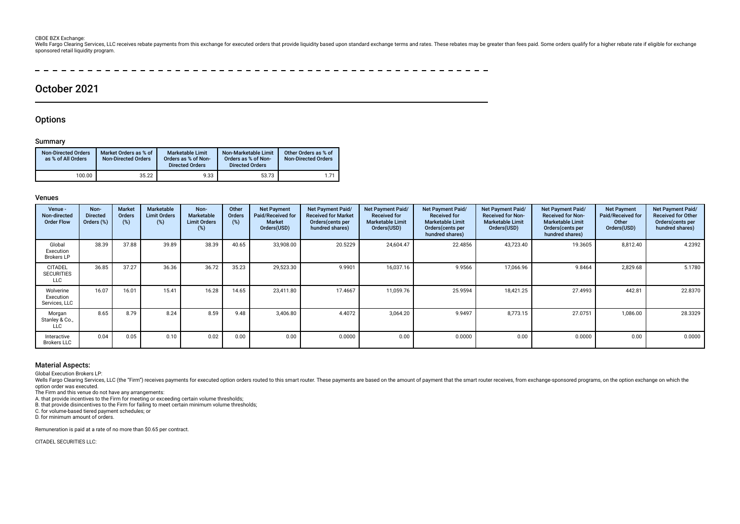CBOE BZX Exchange:
Wells Fargo Clearing Services, LLC receives rebate payments from this exchange for executed orders that provide liquidity based upon standard exchange terms and rates. These rebates may be greater than fees paid. Some orders qualify for a higher rebate rate if eligible for exchange sponsored retail liquidity program.

## October 2021

### Options

#### Summary

| Non-Directed Orders as % of All Orders | Market Orders as % of Non-Directed Orders | Marketable Limit Orders as % of Non-Directed Orders | Non-Marketable Limit Orders as % of Non-Directed Orders | Other Orders as % of Non-Directed Orders |
|---|---|---|---|---|
| 100.00 | 35.22 | 9.33 | 53.73 | 1.71 |

#### Venues

| Venue - Non-directed Order Flow | Non-Directed Orders (%) | Market Orders (%) | Marketable Limit Orders (%) | Non-Marketable Limit Orders (%) | Other Orders (%) | Net Payment Paid/Received for Market Orders(USD) | Net Payment Paid/Received for Market Orders(cents per hundred shares) | Net Payment Paid/Received for Marketable Limit Orders(USD) | Net Payment Paid/Received for Marketable Limit Orders(cents per hundred shares) | Net Payment Paid/Received for Non-Marketable Limit Orders(USD) | Net Payment Paid/Received for Non-Marketable Limit Orders(cents per hundred shares) | Net Payment Paid/Received for Other Orders(USD) | Net Payment Paid/Received for Other Orders(cents per hundred shares) |
|---|---|---|---|---|---|---|---|---|---|---|---|---|---|
| Global Execution Brokers LP | 38.39 | 37.88 | 39.89 | 38.39 | 40.65 | 33,908.00 | 20.5229 | 24,604.47 | 22.4856 | 43,723.40 | 19.3605 | 8,812.40 | 4.2392 |
| CITADEL SECURITIES LLC | 36.85 | 37.27 | 36.36 | 36.72 | 35.23 | 29,523.30 | 9.9901 | 16,037.16 | 9.9566 | 17,066.96 | 9.8464 | 2,829.68 | 5.1780 |
| Wolverine Execution Services, LLC | 16.07 | 16.01 | 15.41 | 16.28 | 14.65 | 23,411.80 | 17.4667 | 11,059.76 | 25.9594 | 18,421.25 | 27.4993 | 442.81 | 22.8370 |
| Morgan Stanley & Co., LLC | 8.65 | 8.79 | 8.24 | 8.59 | 9.48 | 3,406.80 | 4.4072 | 3,064.20 | 9.9497 | 8,773.15 | 27.0751 | 1,086.00 | 28.3329 |
| Interactive Brokers LLC | 0.04 | 0.05 | 0.10 | 0.02 | 0.00 | 0.00 | 0.0000 | 0.00 | 0.0000 | 0.00 | 0.0000 | 0.00 | 0.0000 |

### Material Aspects:

Global Execution Brokers LP:
Wells Fargo Clearing Services, LLC (the "Firm") receives payments for executed option orders routed to this smart router. These payments are based on the amount of payment that the smart router receives, from exchange-sponsored programs, on the option exchange on which the option order was executed.
The Firm and this venue do not have any arrangements:
A. that provide incentives to the Firm for meeting or exceeding certain volume thresholds;
B. that provide disincentives to the Firm for failing to meet certain minimum volume thresholds;
C. for volume-based tiered payment schedules; or
D. for minimum amount of orders.

Remuneration is paid at a rate of no more than $0.65 per contract.

CITADEL SECURITIES LLC: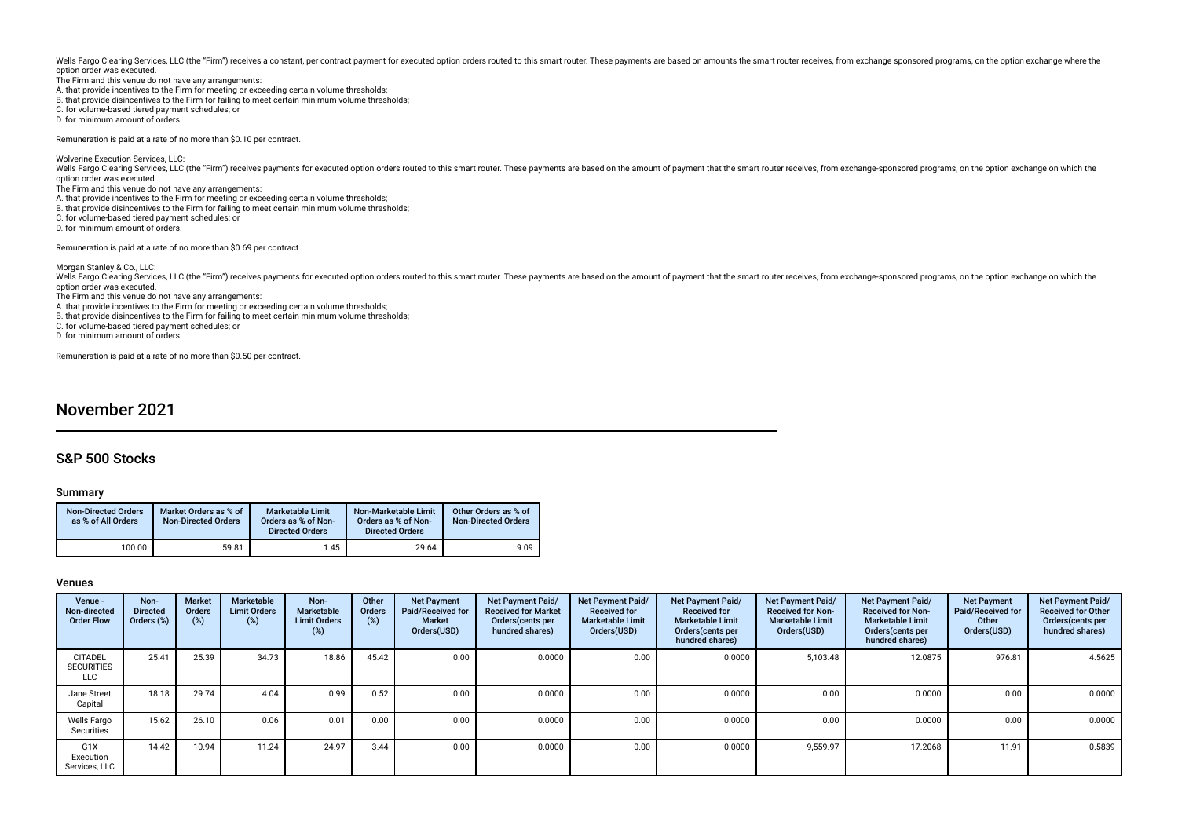Wells Fargo Clearing Services, LLC (the "Firm") receives a constant, per contract payment for executed option orders routed to this smart router. These payments are based on amounts the smart router receives, from exchange sponsored programs, on the option exchange where the option order was executed.
The Firm and this venue do not have any arrangements:
A. that provide incentives to the Firm for meeting or exceeding certain volume thresholds;
B. that provide disincentives to the Firm for failing to meet certain minimum volume thresholds;
C. for volume-based tiered payment schedules; or
D. for minimum amount of orders.

Remuneration is paid at a rate of no more than $0.10 per contract.

Wolverine Execution Services, LLC:
Wells Fargo Clearing Services, LLC (the "Firm") receives payments for executed option orders routed to this smart router. These payments are based on the amount of payment that the smart router receives, from exchange-sponsored programs, on the option exchange on which the option order was executed.
The Firm and this venue do not have any arrangements:
A. that provide incentives to the Firm for meeting or exceeding certain volume thresholds;
B. that provide disincentives to the Firm for failing to meet certain minimum volume thresholds;
C. for volume-based tiered payment schedules; or
D. for minimum amount of orders.

Remuneration is paid at a rate of no more than $0.69 per contract.

Morgan Stanley & Co., LLC:
Wells Fargo Clearing Services, LLC (the "Firm") receives payments for executed option orders routed to this smart router. These payments are based on the amount of payment that the smart router receives, from exchange-sponsored programs, on the option exchange on which the option order was executed.
The Firm and this venue do not have any arrangements:
A. that provide incentives to the Firm for meeting or exceeding certain volume thresholds;
B. that provide disincentives to the Firm for failing to meet certain minimum volume thresholds;
C. for volume-based tiered payment schedules; or
D. for minimum amount of orders.

Remuneration is paid at a rate of no more than $0.50 per contract.

# November 2021

## S&P 500 Stocks

### Summary

| Non-Directed Orders as % of All Orders | Market Orders as % of Non-Directed Orders | Marketable Limit Orders as % of Non-Directed Orders | Non-Marketable Limit Orders as % of Non-Directed Orders | Other Orders as % of Non-Directed Orders |
|---|---|---|---|---|
| 100.00 | 59.81 | 1.45 | 29.64 | 9.09 |

### Venues

| Venue - Non-directed Order Flow | Non-Directed Orders (%) | Market Orders (%) | Marketable Limit Orders (%) | Non-Marketable Limit Orders (%) | Other Orders (%) | Net Payment Paid/Received for Market Orders(USD) | Net Payment Paid/ Received for Market Orders(cents per hundred shares) | Net Payment Paid/ Received for Marketable Limit Orders(USD) | Net Payment Paid/ Received for Marketable Limit Orders(cents per hundred shares) | Net Payment Paid/ Received for Non-Marketable Limit Orders(USD) | Net Payment Paid/ Received for Non-Marketable Limit Orders(cents per hundred shares) | Net Payment Paid/Received for Other Orders(USD) | Net Payment Paid/ Received for Other Orders(cents per hundred shares) |
|---|---|---|---|---|---|---|---|---|---|---|---|---|---|
| CITADEL SECURITIES LLC | 25.41 | 25.39 | 34.73 | 18.86 | 45.42 | 0.00 | 0.0000 | 0.00 | 0.0000 | 5,103.48 | 12.0875 | 976.81 | 4.5625 |
| Jane Street Capital | 18.18 | 29.74 | 4.04 | 0.99 | 0.52 | 0.00 | 0.0000 | 0.00 | 0.0000 | 0.00 | 0.0000 | 0.00 | 0.0000 |
| Wells Fargo Securities | 15.62 | 26.10 | 0.06 | 0.01 | 0.00 | 0.00 | 0.0000 | 0.00 | 0.0000 | 0.00 | 0.0000 | 0.00 | 0.0000 |
| G1X Execution Services, LLC | 14.42 | 10.94 | 11.24 | 24.97 | 3.44 | 0.00 | 0.0000 | 0.00 | 0.0000 | 9,559.97 | 17.2068 | 11.91 | 0.5839 |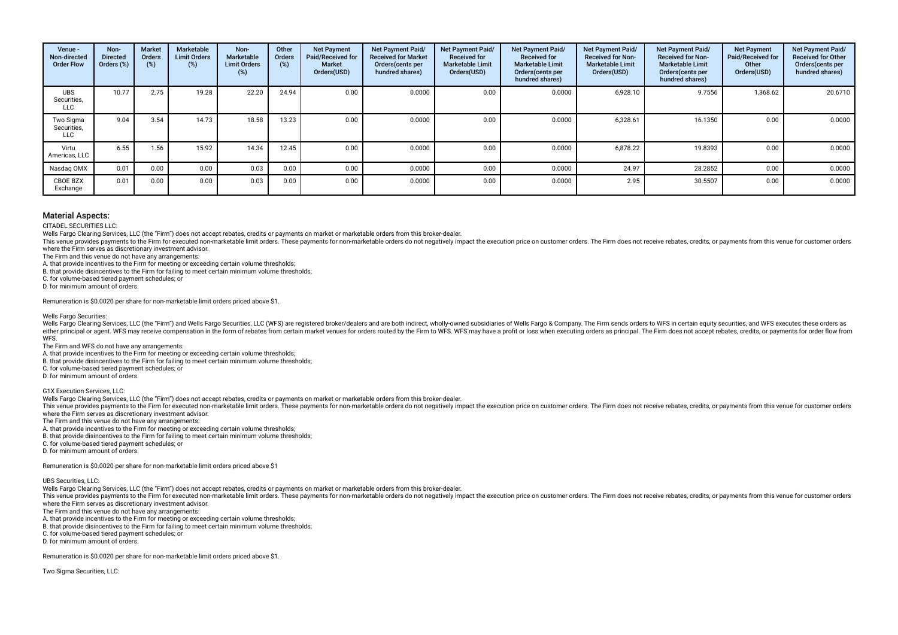| Venue - Non-directed Order Flow | Non-Directed Orders (%) | Market Orders (%) | Marketable Limit Orders (%) | Non-Marketable Limit Orders (%) | Other Orders (%) | Net Payment Paid/Received for Market Orders(USD) | Net Payment Paid/ Received for Market Orders(cents per hundred shares) | Net Payment Paid/ Received for Marketable Limit Orders(USD) | Net Payment Paid/ Received for Marketable Limit Orders(cents per hundred shares) | Net Payment Paid/ Received for Non-Marketable Limit Orders(USD) | Net Payment Paid/ Received for Non-Marketable Limit Orders(cents per hundred shares) | Net Payment Paid/Received for Other Orders(USD) | Net Payment Paid/ Received for Other Orders(cents per hundred shares) |
|---|---|---|---|---|---|---|---|---|---|---|---|---|---|
| UBS Securities, LLC | 10.77 | 2.75 | 19.28 | 22.20 | 24.94 | 0.00 | 0.0000 | 0.00 | 0.0000 | 6,928.10 | 9.7556 | 1,368.62 | 20.6710 |
| Two Sigma Securities, LLC | 9.04 | 3.54 | 14.73 | 18.58 | 13.23 | 0.00 | 0.0000 | 0.00 | 0.0000 | 6,328.61 | 16.1350 | 0.00 | 0.0000 |
| Virtu Americas, LLC | 6.55 | 1.56 | 15.92 | 14.34 | 12.45 | 0.00 | 0.0000 | 0.00 | 0.0000 | 6,878.22 | 19.8393 | 0.00 | 0.0000 |
| Nasdaq OMX | 0.01 | 0.00 | 0.00 | 0.03 | 0.00 | 0.00 | 0.0000 | 0.00 | 0.0000 | 24.97 | 28.2852 | 0.00 | 0.0000 |
| CBOE BZX Exchange | 0.01 | 0.00 | 0.00 | 0.03 | 0.00 | 0.00 | 0.0000 | 0.00 | 0.0000 | 2.95 | 30.5507 | 0.00 | 0.0000 |

## Material Aspects:

CITADEL SECURITIES LLC:

Wells Fargo Clearing Services, LLC (the "Firm") does not accept rebates, credits or payments on market or marketable orders from this broker-dealer.

This venue provides payments to the Firm for executed non-marketable limit orders. These payments for non-marketable orders do not negatively impact the execution price on customer orders. The Firm does not receive rebates, credits, or payments from this venue for customer orders where the Firm serves as discretionary investment advisor.

The Firm and this venue do not have any arrangements:

A. that provide incentives to the Firm for meeting or exceeding certain volume thresholds;

B. that provide disincentives to the Firm for failing to meet certain minimum volume thresholds;

C. for volume-based tiered payment schedules; or

D. for minimum amount of orders.

Remuneration is $0.0020 per share for non-marketable limit orders priced above $1.

Wells Fargo Securities:

Wells Fargo Clearing Services, LLC (the "Firm") and Wells Fargo Securities, LLC (WFS) are registered broker/dealers and are both indirect, wholly-owned subsidiaries of Wells Fargo & Company. The Firm sends orders to WFS in certain equity securities, and WFS executes these orders as either principal or agent. WFS may receive compensation in the form of rebates from certain market venues for orders routed by the Firm to WFS. WFS may have a profit or loss when executing orders as principal. The Firm does not accept rebates, credits, or payments for order flow from WFS.

The Firm and WFS do not have any arrangements:

A. that provide incentives to the Firm for meeting or exceeding certain volume thresholds;

B. that provide disincentives to the Firm for failing to meet certain minimum volume thresholds;

C. for volume-based tiered payment schedules; or

D. for minimum amount of orders.

G1X Execution Services, LLC:

Wells Fargo Clearing Services, LLC (the "Firm") does not accept rebates, credits or payments on market or marketable orders from this broker-dealer.

This venue provides payments to the Firm for executed non-marketable limit orders. These payments for non-marketable orders do not negatively impact the execution price on customer orders. The Firm does not receive rebates, credits, or payments from this venue for customer orders where the Firm serves as discretionary investment advisor.

The Firm and this venue do not have any arrangements:

A. that provide incentives to the Firm for meeting or exceeding certain volume thresholds;

B. that provide disincentives to the Firm for failing to meet certain minimum volume thresholds;

C. for volume-based tiered payment schedules; or

D. for minimum amount of orders.

Remuneration is $0.0020 per share for non-marketable limit orders priced above $1

UBS Securities, LLC:

Wells Fargo Clearing Services, LLC (the "Firm") does not accept rebates, credits or payments on market or marketable orders from this broker-dealer.

This venue provides payments to the Firm for executed non-marketable limit orders. These payments for non-marketable orders do not negatively impact the execution price on customer orders. The Firm does not receive rebates, credits, or payments from this venue for customer orders where the Firm serves as discretionary investment advisor.

The Firm and this venue do not have any arrangements:

A. that provide incentives to the Firm for meeting or exceeding certain volume thresholds;

B. that provide disincentives to the Firm for failing to meet certain minimum volume thresholds;

C. for volume-based tiered payment schedules; or

D. for minimum amount of orders.

Remuneration is $0.0020 per share for non-marketable limit orders priced above $1.

Two Sigma Securities, LLC: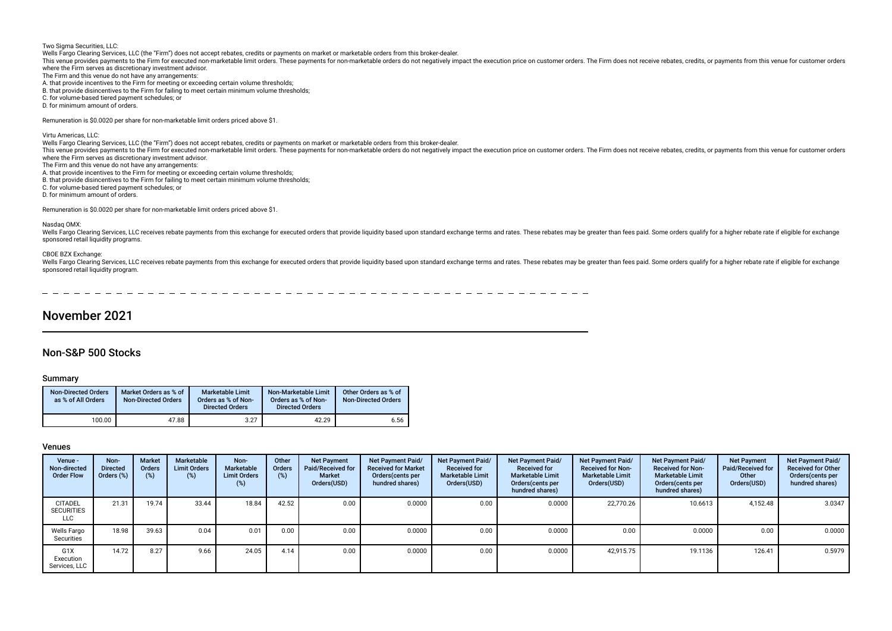Two Sigma Securities, LLC:

Wells Fargo Clearing Services, LLC (the "Firm") does not accept rebates, credits or payments on market or marketable orders from this broker-dealer.

This venue provides payments to the Firm for executed non-marketable limit orders. These payments for non-marketable orders do not negatively impact the execution price on customer orders. The Firm does not receive rebates, credits, or payments from this venue for customer orders where the Firm serves as discretionary investment advisor.

The Firm and this venue do not have any arrangements:

A. that provide incentives to the Firm for meeting or exceeding certain volume thresholds;

B. that provide disincentives to the Firm for failing to meet certain minimum volume thresholds;

C. for volume-based tiered payment schedules; or

D. for minimum amount of orders.

Remuneration is $0.0020 per share for non-marketable limit orders priced above $1.

Virtu Americas, LLC:

Wells Fargo Clearing Services, LLC (the "Firm") does not accept rebates, credits or payments on market or marketable orders from this broker-dealer.

This venue provides payments to the Firm for executed non-marketable limit orders. These payments for non-marketable orders do not negatively impact the execution price on customer orders. The Firm does not receive rebates, credits, or payments from this venue for customer orders where the Firm serves as discretionary investment advisor.

The Firm and this venue do not have any arrangements:

A. that provide incentives to the Firm for meeting or exceeding certain volume thresholds;

B. that provide disincentives to the Firm for failing to meet certain minimum volume thresholds;

C. for volume-based tiered payment schedules; or

D. for minimum amount of orders.

Remuneration is $0.0020 per share for non-marketable limit orders priced above $1.

Nasdaq OMX:

Wells Fargo Clearing Services, LLC receives rebate payments from this exchange for executed orders that provide liquidity based upon standard exchange terms and rates. These rebates may be greater than fees paid. Some orders qualify for a higher rebate rate if eligible for exchange sponsored retail liquidity programs.

CBOE BZX Exchange:

Wells Fargo Clearing Services, LLC receives rebate payments from this exchange for executed orders that provide liquidity based upon standard exchange terms and rates. These rebates may be greater than fees paid. Some orders qualify for a higher rebate rate if eligible for exchange sponsored retail liquidity program.

# November 2021

## Non-S&P 500 Stocks

### Summary

| Non-Directed Orders as % of All Orders | Market Orders as % of Non-Directed Orders | Marketable Limit Orders as % of Non-Directed Orders | Non-Marketable Limit Orders as % of Non-Directed Orders | Other Orders as % of Non-Directed Orders |
|---|---|---|---|---|
| 100.00 | 47.88 | 3.27 | 42.29 | 6.56 |

### Venues

| Venue - Non-directed Order Flow | Non-Directed Orders (%) | Market Orders (%) | Marketable Limit Orders (%) | Non-Marketable Limit Orders (%) | Other Orders (%) | Net Payment Paid/Received for Market Orders(USD) | Net Payment Paid/Received for Market Orders(cents per hundred shares) | Net Payment Paid/Received for Marketable Limit Orders(USD) | Net Payment Paid/Received for Marketable Limit Orders(cents per hundred shares) | Net Payment Paid/Received for Non-Marketable Limit Orders(USD) | Net Payment Paid/Received for Non-Marketable Limit Orders(cents per hundred shares) | Net Payment Paid/Received for Other Orders(USD) | Net Payment Paid/Received for Other Orders(cents per hundred shares) |
|---|---|---|---|---|---|---|---|---|---|---|---|---|---|
| CITADEL SECURITIES LLC | 21.31 | 19.74 | 33.44 | 18.84 | 42.52 | 0.00 | 0.0000 | 0.00 | 0.0000 | 22,770.26 | 10.6613 | 4,152.48 | 3.0347 |
| Wells Fargo Securities | 18.98 | 39.63 | 0.04 | 0.01 | 0.00 | 0.00 | 0.0000 | 0.00 | 0.0000 | 0.00 | 0.0000 | 0.00 | 0.0000 |
| G1X Execution Services, LLC | 14.72 | 8.27 | 9.66 | 24.05 | 4.14 | 0.00 | 0.0000 | 0.00 | 0.0000 | 42,915.75 | 19.1136 | 126.41 | 0.5979 |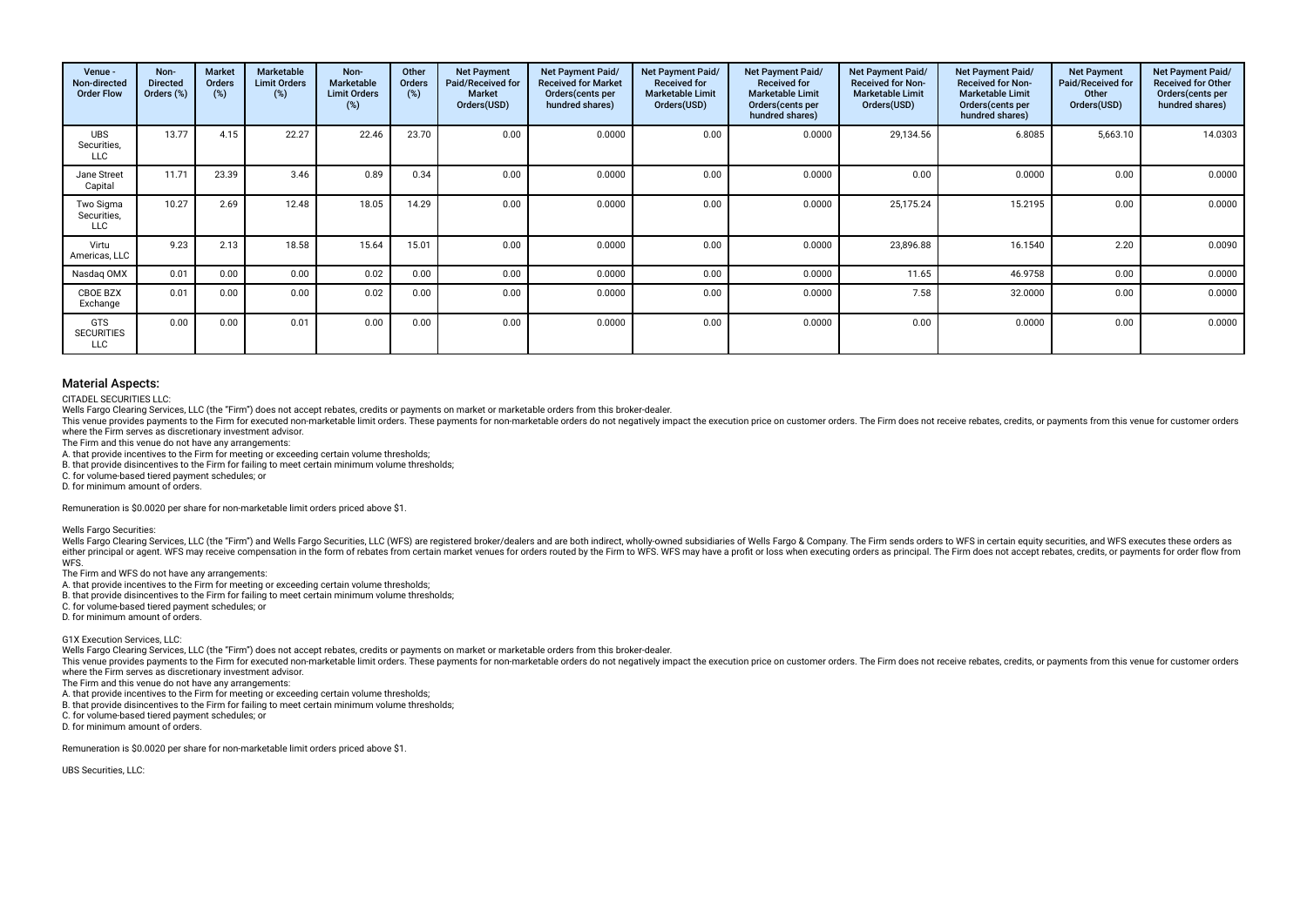| Venue - Non-directed Order Flow | Non-Directed Orders (%) | Market Orders (%) | Marketable Limit Orders (%) | Non-Marketable Limit Orders (%) | Other Orders (%) | Net Payment Paid/Received for Market Orders(USD) | Net Payment Paid/ Received for Market Orders(cents per hundred shares) | Net Payment Paid/ Received for Marketable Limit Orders(USD) | Net Payment Paid/ Received for Marketable Limit Orders(cents per hundred shares) | Net Payment Paid/ Received for Non-Marketable Limit Orders(USD) | Net Payment Paid/ Received for Non-Marketable Limit Orders(cents per hundred shares) | Net Payment Paid/Received for Other Orders(USD) | Net Payment Paid/ Received for Other Orders(cents per hundred shares) |
|---|---|---|---|---|---|---|---|---|---|---|---|---|---|
| UBS Securities, LLC | 13.77 | 4.15 | 22.27 | 22.46 | 23.70 | 0.00 | 0.0000 | 0.00 | 0.0000 | 29,134.56 | 6.8085 | 5,663.10 | 14.0303 |
| Jane Street Capital | 11.71 | 23.39 | 3.46 | 0.89 | 0.34 | 0.00 | 0.0000 | 0.00 | 0.0000 | 0.00 | 0.0000 | 0.00 | 0.0000 |
| Two Sigma Securities, LLC | 10.27 | 2.69 | 12.48 | 18.05 | 14.29 | 0.00 | 0.0000 | 0.00 | 0.0000 | 25,175.24 | 15.2195 | 0.00 | 0.0000 |
| Virtu Americas, LLC | 9.23 | 2.13 | 18.58 | 15.64 | 15.01 | 0.00 | 0.0000 | 0.00 | 0.0000 | 23,896.88 | 16.1540 | 2.20 | 0.0090 |
| Nasdaq OMX | 0.01 | 0.00 | 0.00 | 0.02 | 0.00 | 0.00 | 0.0000 | 0.00 | 0.0000 | 11.65 | 46.9758 | 0.00 | 0.0000 |
| CBOE BZX Exchange | 0.01 | 0.00 | 0.00 | 0.02 | 0.00 | 0.00 | 0.0000 | 0.00 | 0.0000 | 7.58 | 32.0000 | 0.00 | 0.0000 |
| GTS SECURITIES LLC | 0.00 | 0.00 | 0.01 | 0.00 | 0.00 | 0.00 | 0.0000 | 0.00 | 0.0000 | 0.00 | 0.0000 | 0.00 | 0.0000 |

## Material Aspects:

CITADEL SECURITIES LLC:

Wells Fargo Clearing Services, LLC (the "Firm") does not accept rebates, credits or payments on market or marketable orders from this broker-dealer.

This venue provides payments to the Firm for executed non-marketable limit orders. These payments for non-marketable orders do not negatively impact the execution price on customer orders. The Firm does not receive rebates, credits, or payments from this venue for customer orders where the Firm serves as discretionary investment advisor.

The Firm and this venue do not have any arrangements:

A. that provide incentives to the Firm for meeting or exceeding certain volume thresholds;

B. that provide disincentives to the Firm for failing to meet certain minimum volume thresholds;

C. for volume-based tiered payment schedules; or

D. for minimum amount of orders.

Remuneration is $0.0020 per share for non-marketable limit orders priced above $1.

Wells Fargo Securities:

Wells Fargo Clearing Services, LLC (the "Firm") and Wells Fargo Securities, LLC (WFS) are registered broker/dealers and are both indirect, wholly-owned subsidiaries of Wells Fargo & Company. The Firm sends orders to WFS in certain equity securities, and WFS executes these orders as either principal or agent. WFS may receive compensation in the form of rebates from certain market venues for orders routed by the Firm to WFS. WFS may have a profit or loss when executing orders as principal. The Firm does not accept rebates, credits, or payments for order flow from WFS.

The Firm and WFS do not have any arrangements:

A. that provide incentives to the Firm for meeting or exceeding certain volume thresholds;

B. that provide disincentives to the Firm for failing to meet certain minimum volume thresholds;

C. for volume-based tiered payment schedules; or

D. for minimum amount of orders.

G1X Execution Services, LLC:

Wells Fargo Clearing Services, LLC (the "Firm") does not accept rebates, credits or payments on market or marketable orders from this broker-dealer.

This venue provides payments to the Firm for executed non-marketable limit orders. These payments for non-marketable orders do not negatively impact the execution price on customer orders. The Firm does not receive rebates, credits, or payments from this venue for customer orders where the Firm serves as discretionary investment advisor.

The Firm and this venue do not have any arrangements:

A. that provide incentives to the Firm for meeting or exceeding certain volume thresholds;

B. that provide disincentives to the Firm for failing to meet certain minimum volume thresholds;

C. for volume-based tiered payment schedules; or

D. for minimum amount of orders.

Remuneration is $0.0020 per share for non-marketable limit orders priced above $1.

UBS Securities, LLC: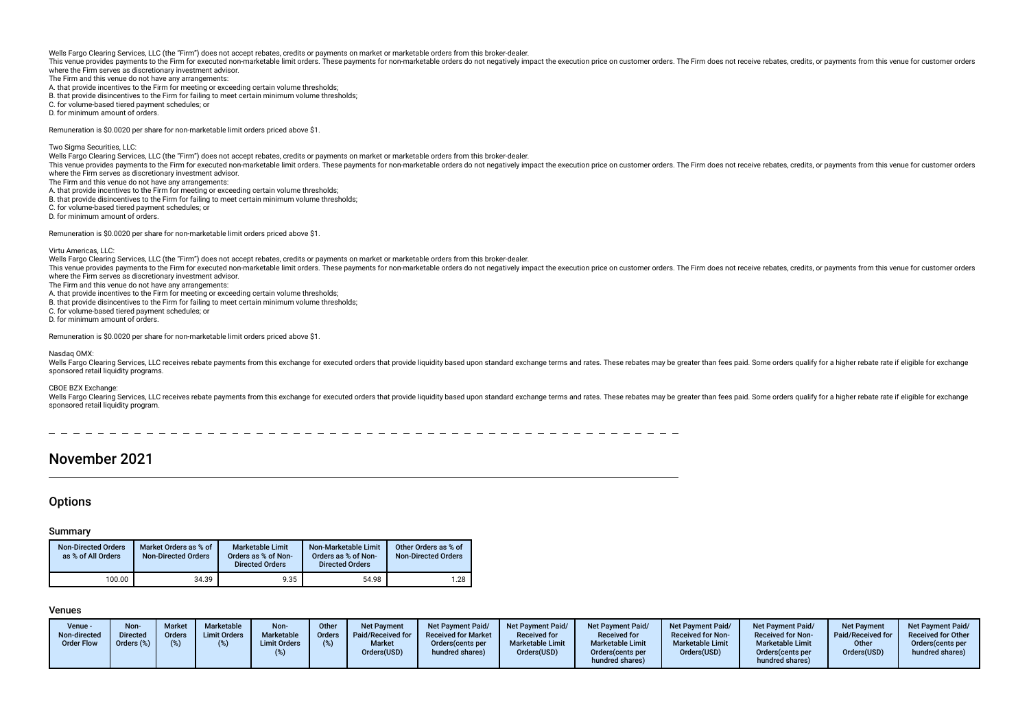Wells Fargo Clearing Services, LLC (the "Firm") does not accept rebates, credits or payments on market or marketable orders from this broker-dealer.

This venue provides payments to the Firm for executed non-marketable limit orders. These payments for non-marketable orders do not negatively impact the execution price on customer orders. The Firm does not receive rebates, credits, or payments from this venue for customer orders where the Firm serves as discretionary investment advisor.

The Firm and this venue do not have any arrangements:

A. that provide incentives to the Firm for meeting or exceeding certain volume thresholds;

B. that provide disincentives to the Firm for failing to meet certain minimum volume thresholds;

C. for volume-based tiered payment schedules; or

D. for minimum amount of orders.

Remuneration is $0.0020 per share for non-marketable limit orders priced above $1.

Two Sigma Securities, LLC:

Wells Fargo Clearing Services, LLC (the "Firm") does not accept rebates, credits or payments on market or marketable orders from this broker-dealer.

This venue provides payments to the Firm for executed non-marketable limit orders. These payments for non-marketable orders do not negatively impact the execution price on customer orders. The Firm does not receive rebates, credits, or payments from this venue for customer orders where the Firm serves as discretionary investment advisor.

The Firm and this venue do not have any arrangements:

A. that provide incentives to the Firm for meeting or exceeding certain volume thresholds;

B. that provide disincentives to the Firm for failing to meet certain minimum volume thresholds;

C. for volume-based tiered payment schedules; or

D. for minimum amount of orders.

Remuneration is $0.0020 per share for non-marketable limit orders priced above $1.

Virtu Americas, LLC:

Wells Fargo Clearing Services, LLC (the "Firm") does not accept rebates, credits or payments on market or marketable orders from this broker-dealer.

This venue provides payments to the Firm for executed non-marketable limit orders. These payments for non-marketable orders do not negatively impact the execution price on customer orders. The Firm does not receive rebates, credits, or payments from this venue for customer orders where the Firm serves as discretionary investment advisor.

The Firm and this venue do not have any arrangements:

A. that provide incentives to the Firm for meeting or exceeding certain volume thresholds;

B. that provide disincentives to the Firm for failing to meet certain minimum volume thresholds;

C. for volume-based tiered payment schedules; or

D. for minimum amount of orders.

Remuneration is $0.0020 per share for non-marketable limit orders priced above $1.

Nasdaq OMX:

Wells Fargo Clearing Services, LLC receives rebate payments from this exchange for executed orders that provide liquidity based upon standard exchange terms and rates. These rebates may be greater than fees paid. Some orders qualify for a higher rebate rate if eligible for exchange sponsored retail liquidity programs.

CBOE BZX Exchange:

Wells Fargo Clearing Services, LLC receives rebate payments from this exchange for executed orders that provide liquidity based upon standard exchange terms and rates. These rebates may be greater than fees paid. Some orders qualify for a higher rebate rate if eligible for exchange sponsored retail liquidity program.

# November 2021

## Options

### Summary

| Non-Directed Orders as % of All Orders | Market Orders as % of Non-Directed Orders | Marketable Limit Orders as % of Non-Directed Orders | Non-Marketable Limit Orders as % of Non-Directed Orders | Other Orders as % of Non-Directed Orders |
|---|---|---|---|---|
| 100.00 | 34.39 | 9.35 | 54.98 | 1.28 |

### Venues

| Venue - Non-directed Order Flow | Non-Directed Orders (%) | Market Orders (%) | Marketable Limit Orders (%) | Non-Marketable Limit Orders (%) | Other Orders (%) | Net Payment Paid/Received for Market Orders(USD) | Net Payment Paid/ Received for Market Orders(cents per hundred shares) | Net Payment Paid/ Received for Marketable Limit Orders(USD) | Net Payment Paid/ Received for Marketable Limit Orders(cents per hundred shares) | Net Payment Paid/ Received for Non-Marketable Limit Orders(USD) | Net Payment Paid/ Received for Non-Marketable Limit Orders(cents per hundred shares) | Net Payment Paid/Received for Other Orders(USD) | Net Payment Paid/ Received for Other Orders(cents per hundred shares) |
|---|---|---|---|---|---|---|---|---|---|---|---|---|---|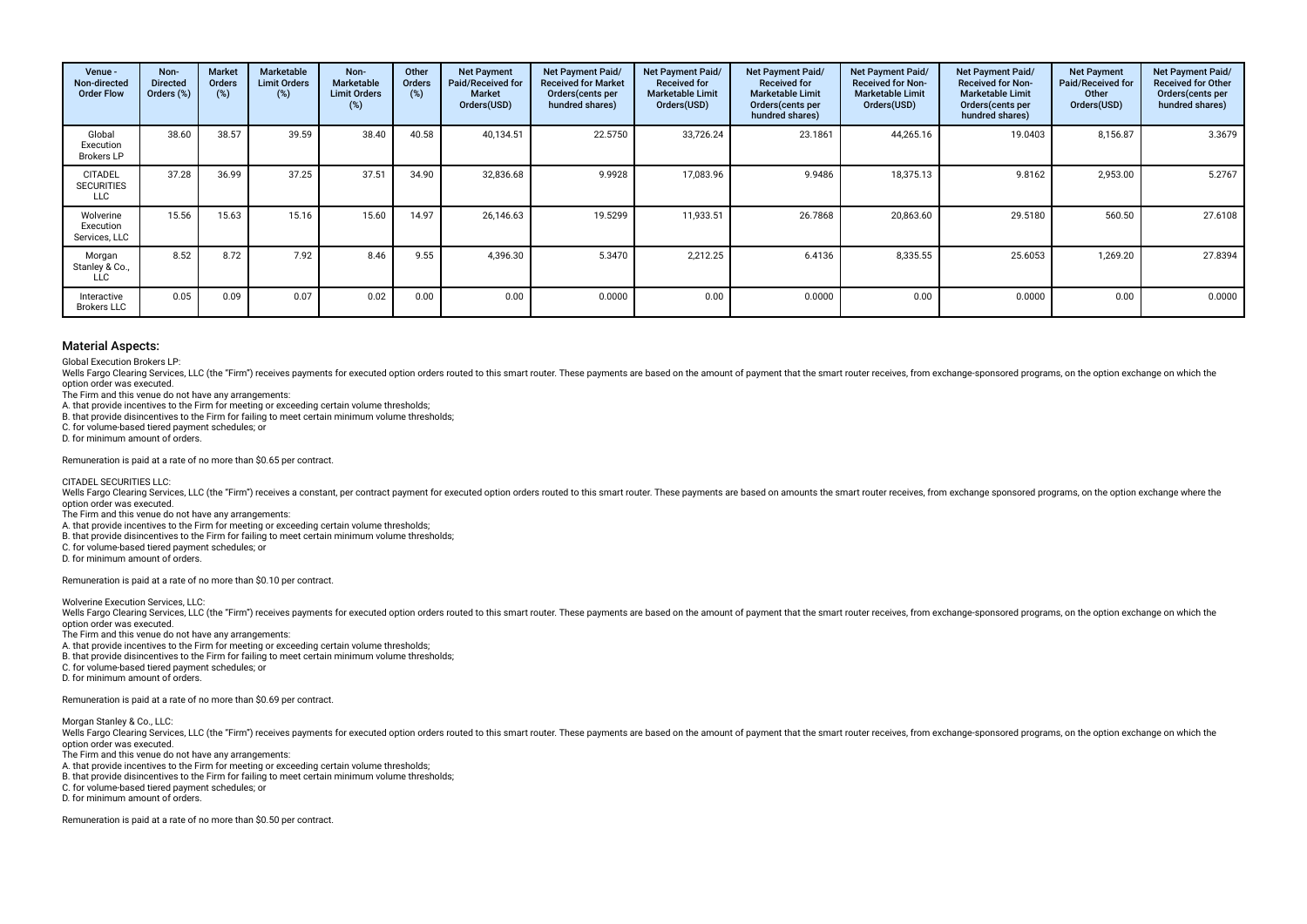| Venue - Non-directed Order Flow | Non-Directed Orders (%) | Market Orders (%) | Marketable Limit Orders (%) | Non-Marketable Limit Orders (%) | Other Orders (%) | Net Payment Paid/Received for Market Orders(USD) | Net Payment Paid/ Received for Market Orders(cents per hundred shares) | Net Payment Paid/ Received for Marketable Limit Orders(USD) | Net Payment Paid/ Received for Marketable Limit Orders(cents per hundred shares) | Net Payment Paid/ Received for Non-Marketable Limit Orders(USD) | Net Payment Paid/ Received for Non-Marketable Limit Orders(cents per hundred shares) | Net Payment Paid/Received for Other Orders(USD) | Net Payment Paid/ Received for Other Orders(cents per hundred shares) |
|---|---|---|---|---|---|---|---|---|---|---|---|---|---|
| Global Execution Brokers LP | 38.60 | 38.57 | 39.59 | 38.40 | 40.58 | 40,134.51 | 22.5750 | 33,726.24 | 23.1861 | 44,265.16 | 19.0403 | 8,156.87 | 3.3679 |
| CITADEL SECURITIES LLC | 37.28 | 36.99 | 37.25 | 37.51 | 34.90 | 32,836.68 | 9.9928 | 17,083.96 | 9.9486 | 18,375.13 | 9.8162 | 2,953.00 | 5.2767 |
| Wolverine Execution Services, LLC | 15.56 | 15.63 | 15.16 | 15.60 | 14.97 | 26,146.63 | 19.5299 | 11,933.51 | 26.7868 | 20,863.60 | 29.5180 | 560.50 | 27.6108 |
| Morgan Stanley & Co., LLC | 8.52 | 8.72 | 7.92 | 8.46 | 9.55 | 4,396.30 | 5.3470 | 2,212.25 | 6.4136 | 8,335.55 | 25.6053 | 1,269.20 | 27.8394 |
| Interactive Brokers LLC | 0.05 | 0.09 | 0.07 | 0.02 | 0.00 | 0.00 | 0.0000 | 0.00 | 0.0000 | 0.00 | 0.0000 | 0.00 | 0.0000 |

## Material Aspects:

Global Execution Brokers LP:

Wells Fargo Clearing Services, LLC (the "Firm") receives payments for executed option orders routed to this smart router. These payments are based on the amount of payment that the smart router receives, from exchange-sponsored programs, on the option exchange on which the option order was executed.

The Firm and this venue do not have any arrangements:

A. that provide incentives to the Firm for meeting or exceeding certain volume thresholds;

B. that provide disincentives to the Firm for failing to meet certain minimum volume thresholds;

C. for volume-based tiered payment schedules; or

D. for minimum amount of orders.

Remuneration is paid at a rate of no more than $0.65 per contract.

CITADEL SECURITIES LLC:

Wells Fargo Clearing Services, LLC (the "Firm") receives a constant, per contract payment for executed option orders routed to this smart router. These payments are based on amounts the smart router receives, from exchange sponsored programs, on the option exchange where the option order was executed.

The Firm and this venue do not have any arrangements:

A. that provide incentives to the Firm for meeting or exceeding certain volume thresholds;

B. that provide disincentives to the Firm for failing to meet certain minimum volume thresholds;

C. for volume-based tiered payment schedules; or

D. for minimum amount of orders.

Remuneration is paid at a rate of no more than $0.10 per contract.

Wolverine Execution Services, LLC:

Wells Fargo Clearing Services, LLC (the "Firm") receives payments for executed option orders routed to this smart router. These payments are based on the amount of payment that the smart router receives, from exchange-sponsored programs, on the option exchange on which the option order was executed.

The Firm and this venue do not have any arrangements:

A. that provide incentives to the Firm for meeting or exceeding certain volume thresholds;

B. that provide disincentives to the Firm for failing to meet certain minimum volume thresholds;

C. for volume-based tiered payment schedules; or

D. for minimum amount of orders.

Remuneration is paid at a rate of no more than $0.69 per contract.

Morgan Stanley & Co., LLC:

Wells Fargo Clearing Services, LLC (the "Firm") receives payments for executed option orders routed to this smart router. These payments are based on the amount of payment that the smart router receives, from exchange-sponsored programs, on the option exchange on which the option order was executed.

The Firm and this venue do not have any arrangements:

A. that provide incentives to the Firm for meeting or exceeding certain volume thresholds;

B. that provide disincentives to the Firm for failing to meet certain minimum volume thresholds;

C. for volume-based tiered payment schedules; or

D. for minimum amount of orders.

Remuneration is paid at a rate of no more than $0.50 per contract.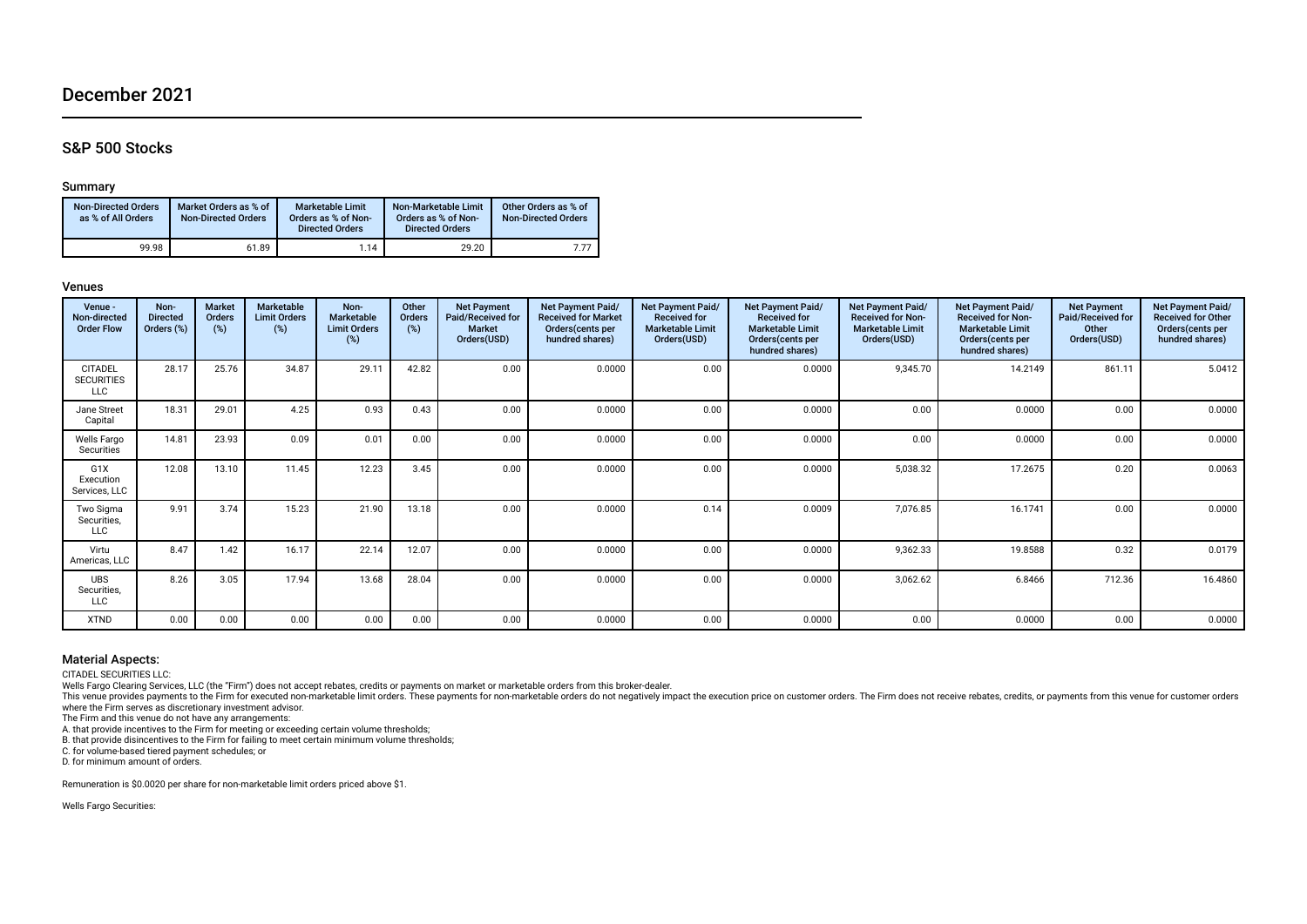# December 2021

## S&P 500 Stocks

### Summary

| Non-Directed Orders as % of All Orders | Market Orders as % of Non-Directed Orders | Marketable Limit Orders as % of Non-Directed Orders | Non-Marketable Limit Orders as % of Non-Directed Orders | Other Orders as % of Non-Directed Orders |
|---|---|---|---|---|
| 99.98 | 61.89 | 1.14 | 29.20 | 7.77 |

### Venues

| Venue - Non-directed Order Flow | Non-Directed Orders (%) | Market Orders (%) | Marketable Limit Orders (%) | Non-Marketable Limit Orders (%) | Other Orders (%) | Net Payment Paid/Received for Market Orders(USD) | Net Payment Paid/ Received for Market Orders(cents per hundred shares) | Net Payment Paid/ Received for Marketable Limit Orders(USD) | Net Payment Paid/ Received for Marketable Limit Orders(cents per hundred shares) | Net Payment Paid/ Received for Non-Marketable Limit Orders(USD) | Net Payment Paid/ Received for Non-Marketable Limit Orders(cents per hundred shares) | Net Payment Paid/Received for Other Orders(USD) | Net Payment Paid/ Received for Other Orders(cents per hundred shares) |
|---|---|---|---|---|---|---|---|---|---|---|---|---|---|
| CITADEL SECURITIES LLC | 28.17 | 25.76 | 34.87 | 29.11 | 42.82 | 0.00 | 0.0000 | 0.00 | 0.0000 | 9,345.70 | 14.2149 | 861.11 | 5.0412 |
| Jane Street Capital | 18.31 | 29.01 | 4.25 | 0.93 | 0.43 | 0.00 | 0.0000 | 0.00 | 0.0000 | 0.00 | 0.0000 | 0.00 | 0.0000 |
| Wells Fargo Securities | 14.81 | 23.93 | 0.09 | 0.01 | 0.00 | 0.00 | 0.0000 | 0.00 | 0.0000 | 0.00 | 0.0000 | 0.00 | 0.0000 |
| G1X Execution Services, LLC | 12.08 | 13.10 | 11.45 | 12.23 | 3.45 | 0.00 | 0.0000 | 0.00 | 0.0000 | 5,038.32 | 17.2675 | 0.20 | 0.0063 |
| Two Sigma Securities, LLC | 9.91 | 3.74 | 15.23 | 21.90 | 13.18 | 0.00 | 0.0000 | 0.14 | 0.0009 | 7,076.85 | 16.1741 | 0.00 | 0.0000 |
| Virtu Americas, LLC | 8.47 | 1.42 | 16.17 | 22.14 | 12.07 | 0.00 | 0.0000 | 0.00 | 0.0000 | 9,362.33 | 19.8588 | 0.32 | 0.0179 |
| UBS Securities, LLC | 8.26 | 3.05 | 17.94 | 13.68 | 28.04 | 0.00 | 0.0000 | 0.00 | 0.0000 | 3,062.62 | 6.8466 | 712.36 | 16.4860 |
| XTND | 0.00 | 0.00 | 0.00 | 0.00 | 0.00 | 0.00 | 0.0000 | 0.00 | 0.0000 | 0.00 | 0.0000 | 0.00 | 0.0000 |

### Material Aspects:

CITADEL SECURITIES LLC:

Wells Fargo Clearing Services, LLC (the "Firm") does not accept rebates, credits or payments on market or marketable orders from this broker-dealer.

This venue provides payments to the Firm for executed non-marketable limit orders. These payments for non-marketable orders do not negatively impact the execution price on customer orders. The Firm does not receive rebates, credits, or payments from this venue for customer orders where the Firm serves as discretionary investment advisor.

The Firm and this venue do not have any arrangements:

A. that provide incentives to the Firm for meeting or exceeding certain volume thresholds;

B. that provide disincentives to the Firm for failing to meet certain minimum volume thresholds;

C. for volume-based tiered payment schedules; or

D. for minimum amount of orders.

Remuneration is $0.0020 per share for non-marketable limit orders priced above $1.

Wells Fargo Securities: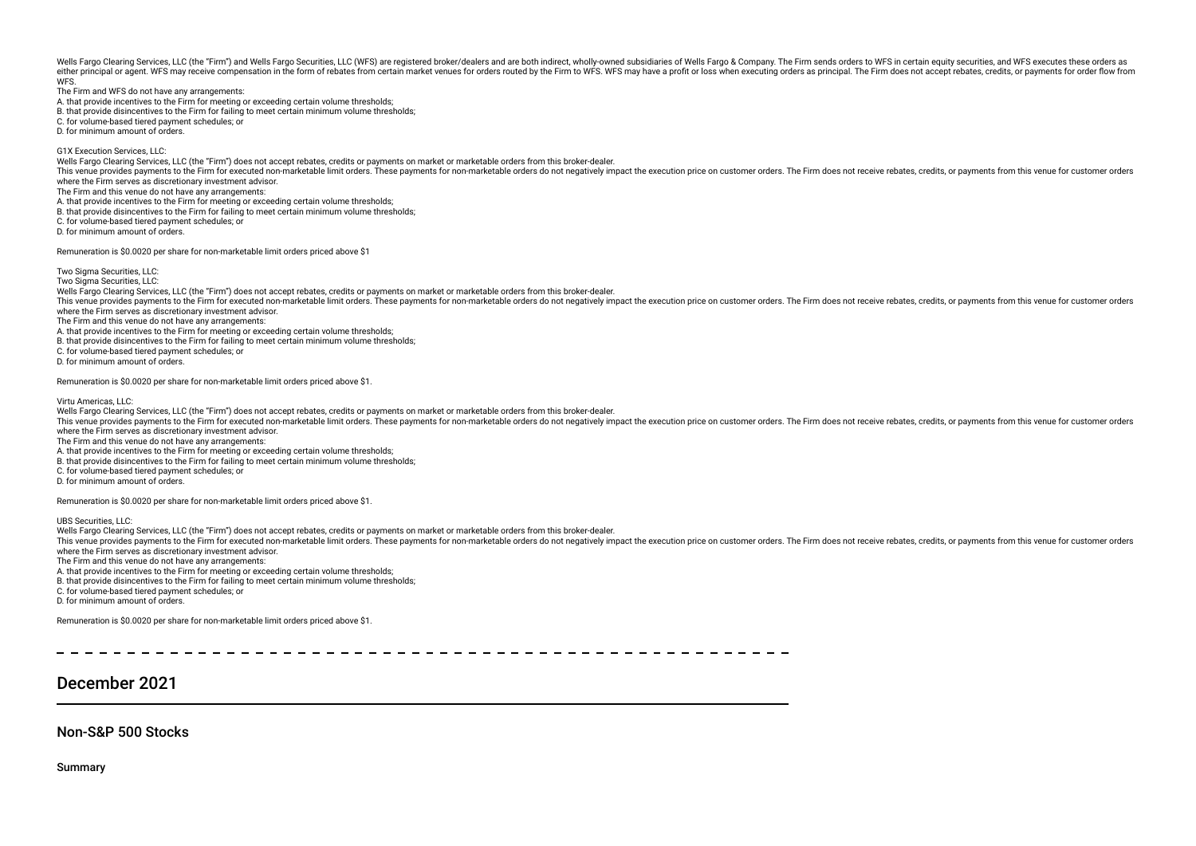Wells Fargo Clearing Services, LLC (the "Firm") and Wells Fargo Securities, LLC (WFS) are registered broker/dealers and are both indirect, wholly-owned subsidiaries of Wells Fargo & Company. The Firm sends orders to WFS in certain equity securities, and WFS executes these orders as either principal or agent. WFS may receive compensation in the form of rebates from certain market venues for orders routed by the Firm to WFS. WFS may have a profit or loss when executing orders as principal. The Firm does not accept rebates, credits, or payments for order flow from WFS.

The Firm and WFS do not have any arrangements:

A. that provide incentives to the Firm for meeting or exceeding certain volume thresholds;

B. that provide disincentives to the Firm for failing to meet certain minimum volume thresholds;

C. for volume-based tiered payment schedules; or

D. for minimum amount of orders.

G1X Execution Services, LLC:

Wells Fargo Clearing Services, LLC (the "Firm") does not accept rebates, credits or payments on market or marketable orders from this broker-dealer.

This venue provides payments to the Firm for executed non-marketable limit orders. These payments for non-marketable orders do not negatively impact the execution price on customer orders. The Firm does not receive rebates, credits, or payments from this venue for customer orders where the Firm serves as discretionary investment advisor.

The Firm and this venue do not have any arrangements:

A. that provide incentives to the Firm for meeting or exceeding certain volume thresholds;

B. that provide disincentives to the Firm for failing to meet certain minimum volume thresholds;

C. for volume-based tiered payment schedules; or

D. for minimum amount of orders.

Remuneration is $0.0020 per share for non-marketable limit orders priced above $1

Two Sigma Securities, LLC:

Two Sigma Securities, LLC:

Wells Fargo Clearing Services, LLC (the "Firm") does not accept rebates, credits or payments on market or marketable orders from this broker-dealer.

This venue provides payments to the Firm for executed non-marketable limit orders. These payments for non-marketable orders do not negatively impact the execution price on customer orders. The Firm does not receive rebates, credits, or payments from this venue for customer orders where the Firm serves as discretionary investment advisor.

The Firm and this venue do not have any arrangements:

A. that provide incentives to the Firm for meeting or exceeding certain volume thresholds;

B. that provide disincentives to the Firm for failing to meet certain minimum volume thresholds;

C. for volume-based tiered payment schedules; or

D. for minimum amount of orders.

Remuneration is $0.0020 per share for non-marketable limit orders priced above $1.

Virtu Americas, LLC:

Wells Fargo Clearing Services, LLC (the "Firm") does not accept rebates, credits or payments on market or marketable orders from this broker-dealer.

This venue provides payments to the Firm for executed non-marketable limit orders. These payments for non-marketable orders do not negatively impact the execution price on customer orders. The Firm does not receive rebates, credits, or payments from this venue for customer orders where the Firm serves as discretionary investment advisor.

The Firm and this venue do not have any arrangements:

A. that provide incentives to the Firm for meeting or exceeding certain volume thresholds;

B. that provide disincentives to the Firm for failing to meet certain minimum volume thresholds;

C. for volume-based tiered payment schedules; or

D. for minimum amount of orders.

Remuneration is $0.0020 per share for non-marketable limit orders priced above $1.

UBS Securities, LLC:

Wells Fargo Clearing Services, LLC (the "Firm") does not accept rebates, credits or payments on market or marketable orders from this broker-dealer.

This venue provides payments to the Firm for executed non-marketable limit orders. These payments for non-marketable orders do not negatively impact the execution price on customer orders. The Firm does not receive rebates, credits, or payments from this venue for customer orders where the Firm serves as discretionary investment advisor.

The Firm and this venue do not have any arrangements:

A. that provide incentives to the Firm for meeting or exceeding certain volume thresholds;

B. that provide disincentives to the Firm for failing to meet certain minimum volume thresholds;

C. for volume-based tiered payment schedules; or

D. for minimum amount of orders.

Remuneration is $0.0020 per share for non-marketable limit orders priced above $1.

---

# December 2021

## Non-S&P 500 Stocks

### Summary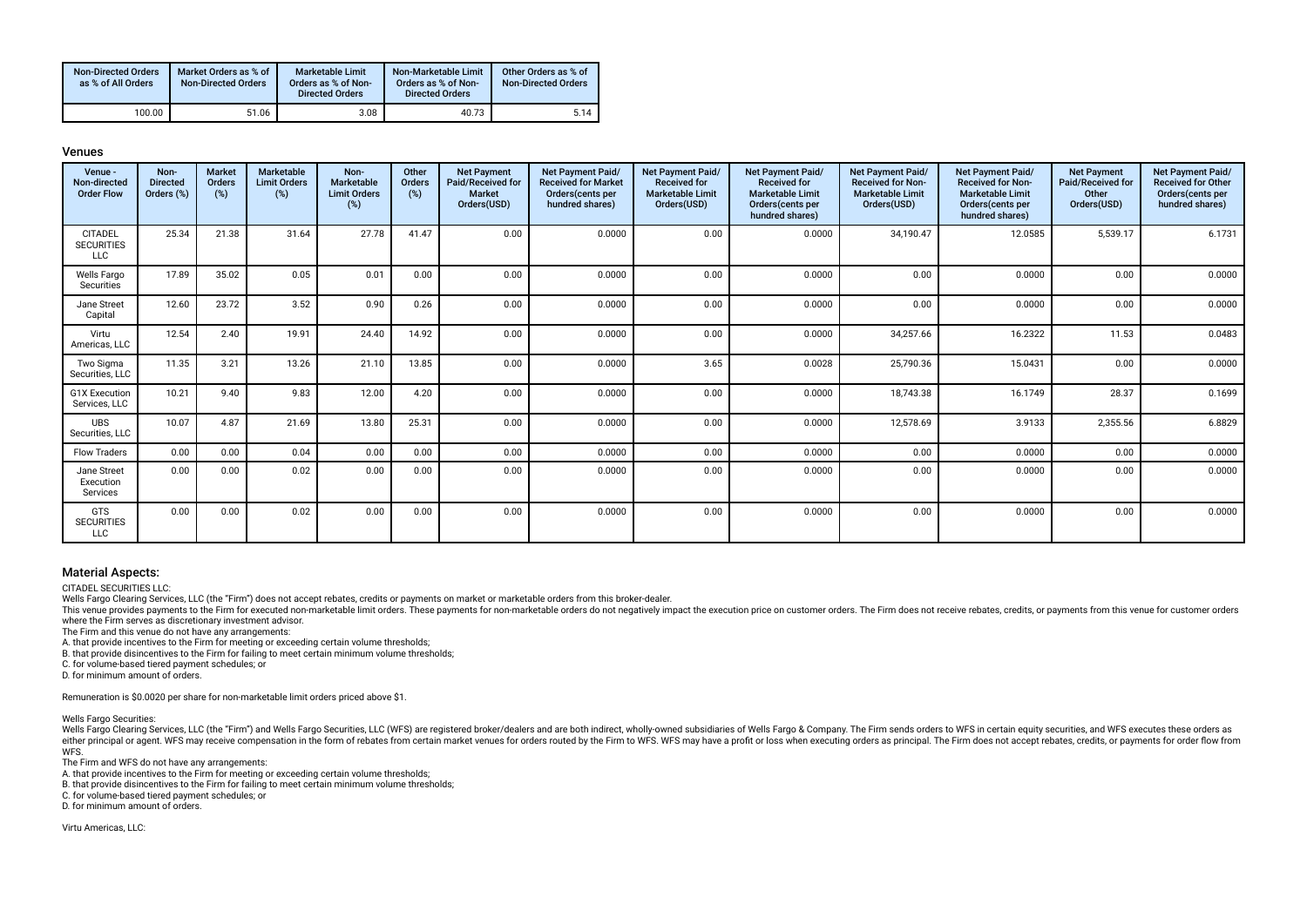| Non-Directed Orders as % of All Orders | Market Orders as % of Non-Directed Orders | Marketable Limit Orders as % of Non-Directed Orders | Non-Marketable Limit Orders as % of Non-Directed Orders | Other Orders as % of Non-Directed Orders |
|---|---|---|---|---|
| 100.00 | 51.06 | 3.08 | 40.73 | 5.14 |

### Venues

| Venue - Non-directed Order Flow | Non-Directed Orders (%) | Market Orders (%) | Marketable Limit Orders (%) | Non-Marketable Limit Orders (%) | Other Orders (%) | Net Payment Paid/Received for Market Orders(USD) | Net Payment Paid/Received for Market Orders(cents per hundred shares) | Net Payment Paid/Received for Marketable Limit Orders(USD) | Net Payment Paid/Received for Marketable Limit Orders(cents per hundred shares) | Net Payment Paid/Received for Non-Marketable Limit Orders(USD) | Net Payment Paid/Received for Non-Marketable Limit Orders(cents per hundred shares) | Net Payment Paid/Received for Other Orders(USD) | Net Payment Paid/Received for Other Orders(cents per hundred shares) |
|---|---|---|---|---|---|---|---|---|---|---|---|---|---|
| CITADEL SECURITIES LLC | 25.34 | 21.38 | 31.64 | 27.78 | 41.47 | 0.00 | 0.0000 | 0.00 | 0.0000 | 34,190.47 | 12.0585 | 5,539.17 | 6.1731 |
| Wells Fargo Securities | 17.89 | 35.02 | 0.05 | 0.01 | 0.00 | 0.00 | 0.0000 | 0.00 | 0.0000 | 0.00 | 0.0000 | 0.00 | 0.0000 |
| Jane Street Capital | 12.60 | 23.72 | 3.52 | 0.90 | 0.26 | 0.00 | 0.0000 | 0.00 | 0.0000 | 0.00 | 0.0000 | 0.00 | 0.0000 |
| Virtu Americas, LLC | 12.54 | 2.40 | 19.91 | 24.40 | 14.92 | 0.00 | 0.0000 | 0.00 | 0.0000 | 34,257.66 | 16.2322 | 11.53 | 0.0483 |
| Two Sigma Securities, LLC | 11.35 | 3.21 | 13.26 | 21.10 | 13.85 | 0.00 | 0.0000 | 3.65 | 0.0028 | 25,790.36 | 15.0431 | 0.00 | 0.0000 |
| G1X Execution Services, LLC | 10.21 | 9.40 | 9.83 | 12.00 | 4.20 | 0.00 | 0.0000 | 0.00 | 0.0000 | 18,743.38 | 16.1749 | 28.37 | 0.1699 |
| UBS Securities, LLC | 10.07 | 4.87 | 21.69 | 13.80 | 25.31 | 0.00 | 0.0000 | 0.00 | 0.0000 | 12,578.69 | 3.9133 | 2,355.56 | 6.8829 |
| Flow Traders | 0.00 | 0.00 | 0.04 | 0.00 | 0.00 | 0.00 | 0.0000 | 0.00 | 0.0000 | 0.00 | 0.0000 | 0.00 | 0.0000 |
| Jane Street Execution Services | 0.00 | 0.00 | 0.02 | 0.00 | 0.00 | 0.00 | 0.0000 | 0.00 | 0.0000 | 0.00 | 0.0000 | 0.00 | 0.0000 |
| GTS SECURITIES LLC | 0.00 | 0.00 | 0.02 | 0.00 | 0.00 | 0.00 | 0.0000 | 0.00 | 0.0000 | 0.00 | 0.0000 | 0.00 | 0.0000 |

### Material Aspects:

CITADEL SECURITIES LLC:

Wells Fargo Clearing Services, LLC (the "Firm") does not accept rebates, credits or payments on market or marketable orders from this broker-dealer.

This venue provides payments to the Firm for executed non-marketable limit orders. These payments for non-marketable orders do not negatively impact the execution price on customer orders. The Firm does not receive rebates, credits, or payments from this venue for customer orders where the Firm serves as discretionary investment advisor.

The Firm and this venue do not have any arrangements:

A. that provide incentives to the Firm for meeting or exceeding certain volume thresholds;

B. that provide disincentives to the Firm for failing to meet certain minimum volume thresholds;

C. for volume-based tiered payment schedules; or

D. for minimum amount of orders.

Remuneration is $0.0020 per share for non-marketable limit orders priced above $1.

Wells Fargo Securities:

Wells Fargo Clearing Services, LLC (the "Firm") and Wells Fargo Securities, LLC (WFS) are registered broker/dealers and are both indirect, wholly-owned subsidiaries of Wells Fargo & Company. The Firm sends orders to WFS in certain equity securities, and WFS executes these orders as either principal or agent. WFS may receive compensation in the form of rebates from certain market venues for orders routed by the Firm to WFS. WFS may have a profit or loss when executing orders as principal. The Firm does not accept rebates, credits, or payments for order flow from WFS.

The Firm and WFS do not have any arrangements:

A. that provide incentives to the Firm for meeting or exceeding certain volume thresholds;

B. that provide disincentives to the Firm for failing to meet certain minimum volume thresholds;

C. for volume-based tiered payment schedules; or

D. for minimum amount of orders.

Virtu Americas, LLC: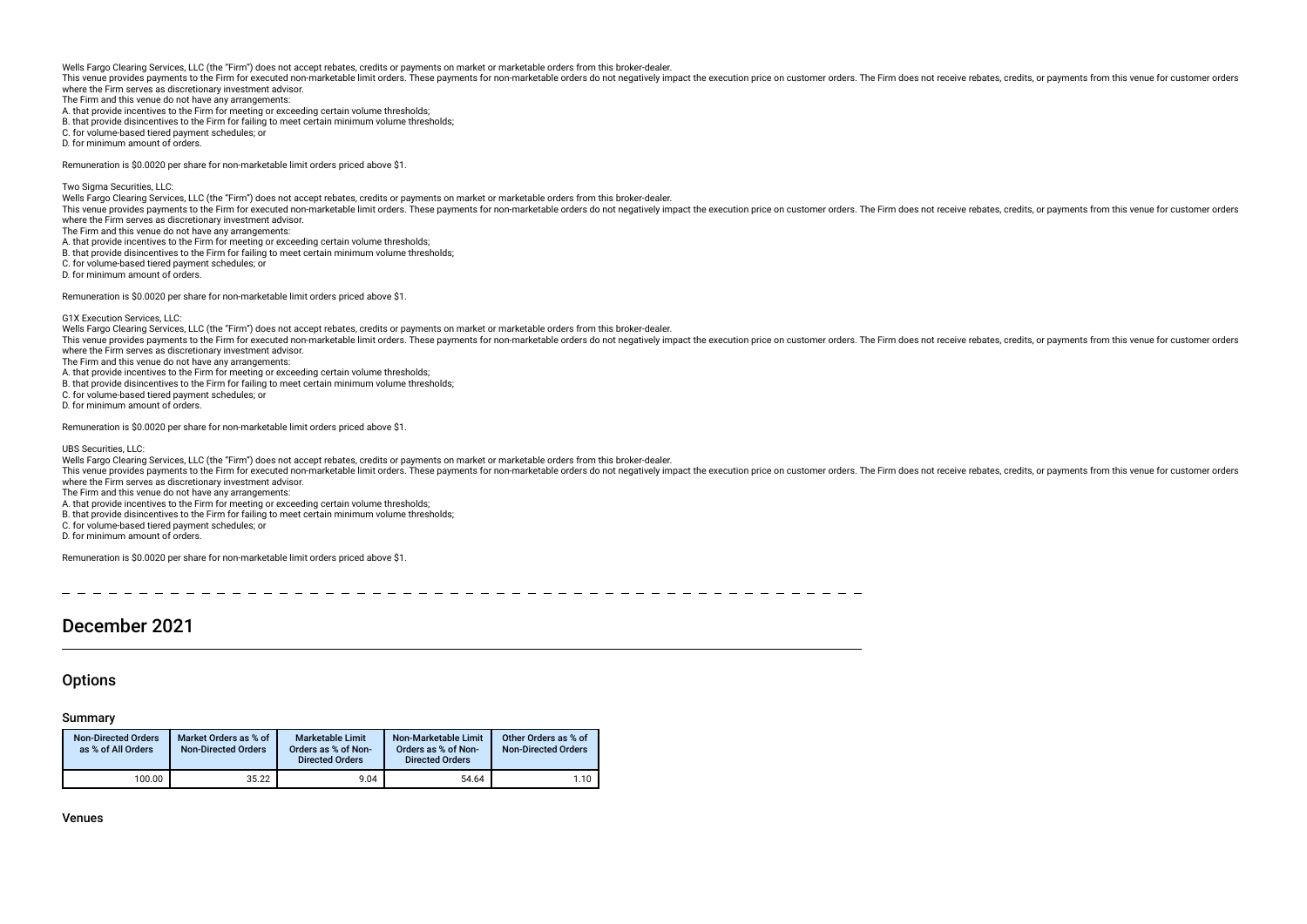Wells Fargo Clearing Services, LLC (the "Firm") does not accept rebates, credits or payments on market or marketable orders from this broker-dealer.
This venue provides payments to the Firm for executed non-marketable limit orders. These payments for non-marketable orders do not negatively impact the execution price on customer orders. The Firm does not receive rebates, credits, or payments from this venue for customer orders where the Firm serves as discretionary investment advisor.
The Firm and this venue do not have any arrangements:
A. that provide incentives to the Firm for meeting or exceeding certain volume thresholds;
B. that provide disincentives to the Firm for failing to meet certain minimum volume thresholds;
C. for volume-based tiered payment schedules; or
D. for minimum amount of orders.

Remuneration is $0.0020 per share for non-marketable limit orders priced above $1.

Two Sigma Securities, LLC:
Wells Fargo Clearing Services, LLC (the "Firm") does not accept rebates, credits or payments on market or marketable orders from this broker-dealer.
This venue provides payments to the Firm for executed non-marketable limit orders. These payments for non-marketable orders do not negatively impact the execution price on customer orders. The Firm does not receive rebates, credits, or payments from this venue for customer orders where the Firm serves as discretionary investment advisor.
The Firm and this venue do not have any arrangements:
A. that provide incentives to the Firm for meeting or exceeding certain volume thresholds;
B. that provide disincentives to the Firm for failing to meet certain minimum volume thresholds;
C. for volume-based tiered payment schedules; or
D. for minimum amount of orders.

Remuneration is $0.0020 per share for non-marketable limit orders priced above $1.

G1X Execution Services, LLC:
Wells Fargo Clearing Services, LLC (the "Firm") does not accept rebates, credits or payments on market or marketable orders from this broker-dealer.
This venue provides payments to the Firm for executed non-marketable limit orders. These payments for non-marketable orders do not negatively impact the execution price on customer orders. The Firm does not receive rebates, credits, or payments from this venue for customer orders where the Firm serves as discretionary investment advisor.
The Firm and this venue do not have any arrangements:
A. that provide incentives to the Firm for meeting or exceeding certain volume thresholds;
B. that provide disincentives to the Firm for failing to meet certain minimum volume thresholds;
C. for volume-based tiered payment schedules; or
D. for minimum amount of orders.

Remuneration is $0.0020 per share for non-marketable limit orders priced above $1.

UBS Securities, LLC:
Wells Fargo Clearing Services, LLC (the "Firm") does not accept rebates, credits or payments on market or marketable orders from this broker-dealer.
This venue provides payments to the Firm for executed non-marketable limit orders. These payments for non-marketable orders do not negatively impact the execution price on customer orders. The Firm does not receive rebates, credits, or payments from this venue for customer orders where the Firm serves as discretionary investment advisor.
The Firm and this venue do not have any arrangements:
A. that provide incentives to the Firm for meeting or exceeding certain volume thresholds;
B. that provide disincentives to the Firm for failing to meet certain minimum volume thresholds;
C. for volume-based tiered payment schedules; or
D. for minimum amount of orders.

Remuneration is $0.0020 per share for non-marketable limit orders priced above $1.

# December 2021

## Options

### Summary

| Non-Directed Orders as % of All Orders | Market Orders as % of Non-Directed Orders | Marketable Limit Orders as % of Non-Directed Orders | Non-Marketable Limit Orders as % of Non-Directed Orders | Other Orders as % of Non-Directed Orders |
|---|---|---|---|---|
| 100.00 | 35.22 | 9.04 | 54.64 | 1.10 |

### Venues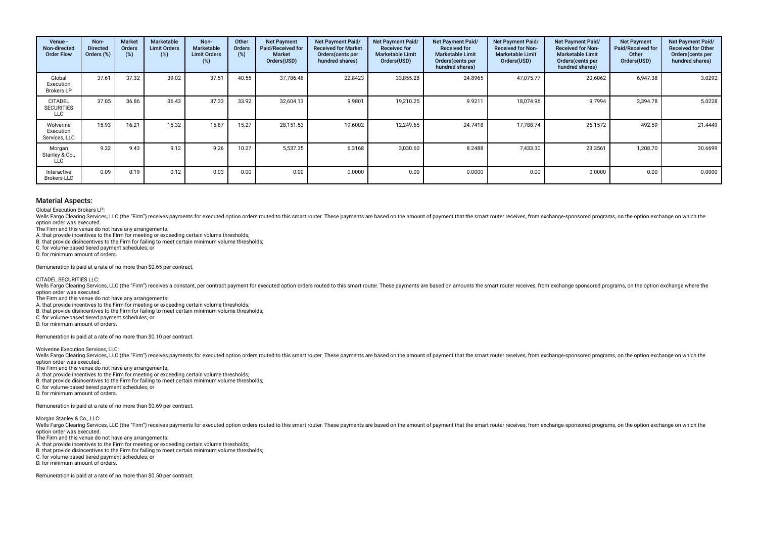| Venue - Non-directed Order Flow | Non-Directed Orders (%) | Market Orders (%) | Marketable Limit Orders (%) | Non-Marketable Limit Orders (%) | Other Orders (%) | Net Payment Paid/Received for Market Orders(USD) | Net Payment Paid/ Received for Market Orders(cents per hundred shares) | Net Payment Paid/ Received for Marketable Limit Orders(USD) | Net Payment Paid/ Received for Marketable Limit Orders(cents per hundred shares) | Net Payment Paid/ Received for Non-Marketable Limit Orders(USD) | Net Payment Paid/ Received for Non-Marketable Limit Orders(cents per hundred shares) | Net Payment Paid/Received for Other Orders(USD) | Net Payment Paid/ Received for Other Orders(cents per hundred shares) |
|---|---|---|---|---|---|---|---|---|---|---|---|---|---|
| Global Execution Brokers LP | 37.61 | 37.32 | 39.02 | 37.51 | 40.55 | 37,786.48 | 22.8423 | 33,855.28 | 24.8965 | 47,075.77 | 20.6062 | 6,947.38 | 3.0292 |
| CITADEL SECURITIES LLC | 37.05 | 36.86 | 36.43 | 37.33 | 33.92 | 32,604.13 | 9.9801 | 19,210.25 | 9.9211 | 18,074.96 | 9.7994 | 2,394.78 | 5.0228 |
| Wolverine Execution Services, LLC | 15.93 | 16.21 | 15.32 | 15.87 | 15.27 | 28,151.53 | 19.6002 | 12,249.65 | 24.7418 | 17,788.74 | 26.1572 | 492.59 | 21.4449 |
| Morgan Stanley & Co., LLC | 9.32 | 9.43 | 9.12 | 9.26 | 10.27 | 5,537.35 | 6.3168 | 3,030.60 | 8.2488 | 7,433.30 | 23.3561 | 1,208.70 | 30.6699 |
| Interactive Brokers LLC | 0.09 | 0.19 | 0.12 | 0.03 | 0.00 | 0.00 | 0.0000 | 0.00 | 0.0000 | 0.00 | 0.0000 | 0.00 | 0.0000 |

## Material Aspects:

Global Execution Brokers LP:

Wells Fargo Clearing Services, LLC (the "Firm") receives payments for executed option orders routed to this smart router. These payments are based on the amount of payment that the smart router receives, from exchange-sponsored programs, on the option exchange on which the option order was executed.

The Firm and this venue do not have any arrangements:

A. that provide incentives to the Firm for meeting or exceeding certain volume thresholds;

B. that provide disincentives to the Firm for failing to meet certain minimum volume thresholds;

C. for volume-based tiered payment schedules; or

D. for minimum amount of orders.

Remuneration is paid at a rate of no more than $0.65 per contract.

CITADEL SECURITIES LLC:

Wells Fargo Clearing Services, LLC (the "Firm") receives a constant, per contract payment for executed option orders routed to this smart router. These payments are based on amounts the smart router receives, from exchange sponsored programs, on the option exchange where the option order was executed.

The Firm and this venue do not have any arrangements:

A. that provide incentives to the Firm for meeting or exceeding certain volume thresholds;

B. that provide disincentives to the Firm for failing to meet certain minimum volume thresholds;

C. for volume-based tiered payment schedules; or

D. for minimum amount of orders.

Remuneration is paid at a rate of no more than $0.10 per contract.

Wolverine Execution Services, LLC:

Wells Fargo Clearing Services, LLC (the "Firm") receives payments for executed option orders routed to this smart router. These payments are based on the amount of payment that the smart router receives, from exchange-sponsored programs, on the option exchange on which the option order was executed.

The Firm and this venue do not have any arrangements:

A. that provide incentives to the Firm for meeting or exceeding certain volume thresholds;

B. that provide disincentives to the Firm for failing to meet certain minimum volume thresholds;

C. for volume-based tiered payment schedules; or

D. for minimum amount of orders.

Remuneration is paid at a rate of no more than $0.69 per contract.

Morgan Stanley & Co., LLC:

Wells Fargo Clearing Services, LLC (the "Firm") receives payments for executed option orders routed to this smart router. These payments are based on the amount of payment that the smart router receives, from exchange-sponsored programs, on the option exchange on which the option order was executed.

The Firm and this venue do not have any arrangements:

A. that provide incentives to the Firm for meeting or exceeding certain volume thresholds;

B. that provide disincentives to the Firm for failing to meet certain minimum volume thresholds;

C. for volume-based tiered payment schedules; or

D. for minimum amount of orders.

Remuneration is paid at a rate of no more than $0.50 per contract.